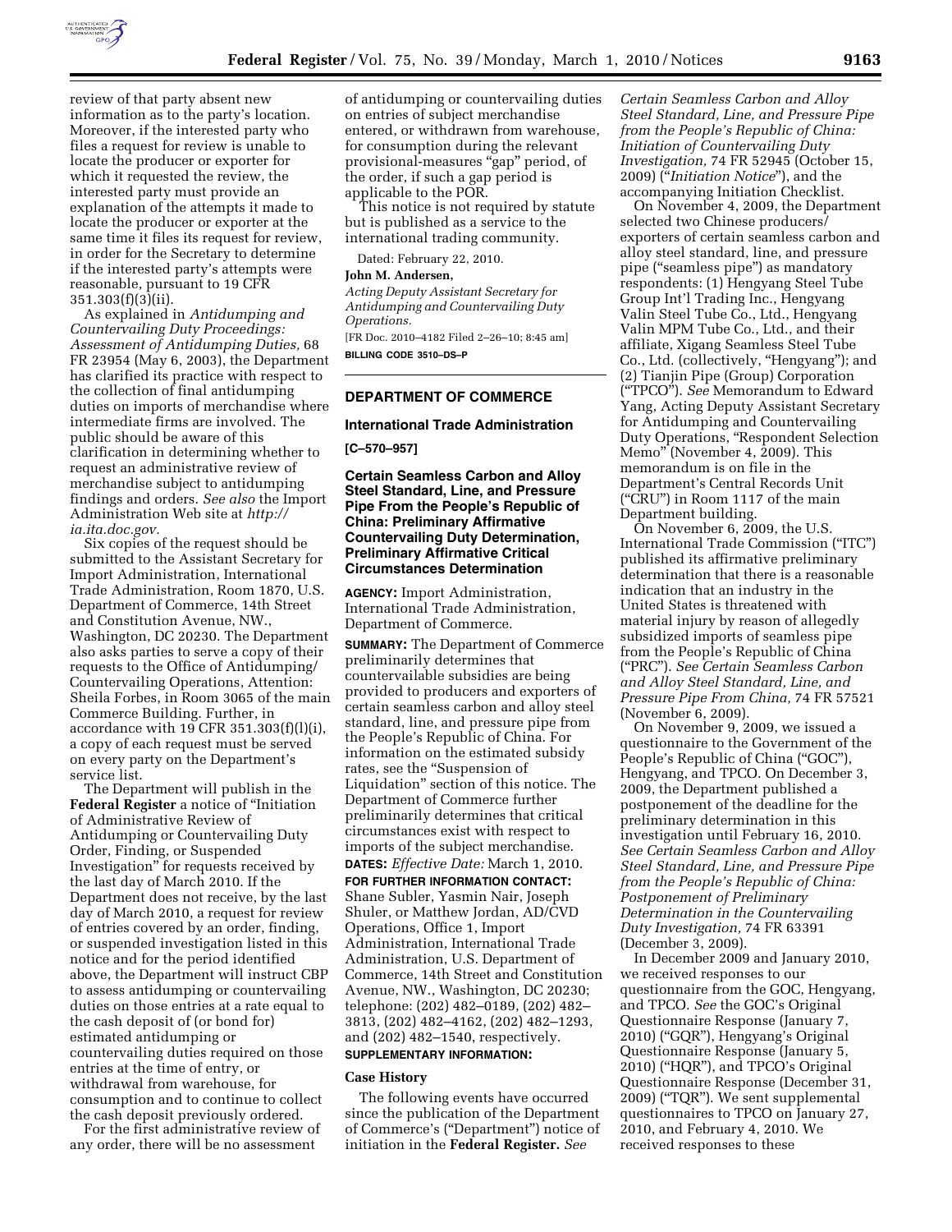review of that party absent new information as to the party's location. Moreover, if the interested party who files a request for review is unable to locate the producer or exporter for which it requested the review, the interested party must provide an explanation of the attempts it made to locate the producer or exporter at the same time it files its request for review, in order for the Secretary to determine if the interested party's attempts were reasonable, pursuant to 19 CFR 351.303(f)(3)(ii).

As explained in *Antidumping and Countervailing Duty Proceedings: Assessment of Antidumping Duties,* 68 FR 23954 (May 6, 2003), the Department has clarified its practice with respect to the collection of final antidumping duties on imports of merchandise where intermediate firms are involved. The public should be aware of this clarification in determining whether to request an administrative review of merchandise subject to antidumping findings and orders. *See also* the Import Administration Web site at *http://ia.ita.doc.gov.*

Six copies of the request should be submitted to the Assistant Secretary for Import Administration, International Trade Administration, Room 1870, U.S. Department of Commerce, 14th Street and Constitution Avenue, NW., Washington, DC 20230. The Department also asks parties to serve a copy of their requests to the Office of Antidumping/Countervailing Operations, Attention: Sheila Forbes, in Room 3065 of the main Commerce Building. Further, in accordance with 19 CFR 351.303(f)(l)(i), a copy of each request must be served on every party on the Department's service list.

The Department will publish in the **Federal Register** a notice of "Initiation of Administrative Review of Antidumping or Countervailing Duty Order, Finding, or Suspended Investigation" for requests received by the last day of March 2010. If the Department does not receive, by the last day of March 2010, a request for review of entries covered by an order, finding, or suspended investigation listed in this notice and for the period identified above, the Department will instruct CBP to assess antidumping or countervailing duties on those entries at a rate equal to the cash deposit of (or bond for) estimated antidumping or countervailing duties required on those entries at the time of entry, or withdrawal from warehouse, for consumption and to continue to collect the cash deposit previously ordered.

For the first administrative review of any order, there will be no assessment of antidumping or countervailing duties on entries of subject merchandise entered, or withdrawn from warehouse, for consumption during the relevant provisional-measures "gap" period, of the order, if such a gap period is applicable to the POR.

This notice is not required by statute but is published as a service to the international trading community.

Dated: February 22, 2010.

**John M. Andersen,**

*Acting Deputy Assistant Secretary for Antidumping and Countervailing Duty Operations.*

[FR Doc. 2010–4182 Filed 2–26–10; 8:45 am]

**BILLING CODE 3510–DS–P**

## DEPARTMENT OF COMMERCE

### International Trade Administration

**[C–570–957]**

### Certain Seamless Carbon and Alloy Steel Standard, Line, and Pressure Pipe From the People's Republic of China: Preliminary Affirmative Countervailing Duty Determination, Preliminary Affirmative Critical Circumstances Determination

**AGENCY:** Import Administration, International Trade Administration, Department of Commerce.

**SUMMARY:** The Department of Commerce preliminarily determines that countervailable subsidies are being provided to producers and exporters of certain seamless carbon and alloy steel standard, line, and pressure pipe from the People's Republic of China. For information on the estimated subsidy rates, see the "Suspension of Liquidation" section of this notice. The Department of Commerce further preliminarily determines that critical circumstances exist with respect to imports of the subject merchandise.

**DATES:** *Effective Date:* March 1, 2010.

**FOR FURTHER INFORMATION CONTACT:** Shane Subler, Yasmin Nair, Joseph Shuler, or Matthew Jordan, AD/CVD Operations, Office 1, Import Administration, International Trade Administration, U.S. Department of Commerce, 14th Street and Constitution Avenue, NW., Washington, DC 20230; telephone: (202) 482–0189, (202) 482–3813, (202) 482–4162, (202) 482–1293, and (202) 482–1540, respectively.

**SUPPLEMENTARY INFORMATION:**

#### Case History

The following events have occurred since the publication of the Department of Commerce's ("Department") notice of initiation in the **Federal Register.** *See Certain Seamless Carbon and Alloy Steel Standard, Line, and Pressure Pipe from the People's Republic of China: Initiation of Countervailing Duty Investigation,* 74 FR 52945 (October 15, 2009) ("*Initiation Notice*"), and the accompanying Initiation Checklist.

On November 4, 2009, the Department selected two Chinese producers/exporters of certain seamless carbon and alloy steel standard, line, and pressure pipe ("seamless pipe") as mandatory respondents: (1) Hengyang Steel Tube Group Int'l Trading Inc., Hengyang Valin Steel Tube Co., Ltd., Hengyang Valin MPM Tube Co., Ltd., and their affiliate, Xigang Seamless Steel Tube Co., Ltd. (collectively, "Hengyang"); and (2) Tianjin Pipe (Group) Corporation ("TPCO"). *See* Memorandum to Edward Yang, Acting Deputy Assistant Secretary for Antidumping and Countervailing Duty Operations, "Respondent Selection Memo" (November 4, 2009). This memorandum is on file in the Department's Central Records Unit ("CRU") in Room 1117 of the main Department building.

On November 6, 2009, the U.S. International Trade Commission ("ITC") published its affirmative preliminary determination that there is a reasonable indication that an industry in the United States is threatened with material injury by reason of allegedly subsidized imports of seamless pipe from the People's Republic of China ("PRC"). *See Certain Seamless Carbon and Alloy Steel Standard, Line, and Pressure Pipe From China,* 74 FR 57521 (November 6, 2009).

On November 9, 2009, we issued a questionnaire to the Government of the People's Republic of China ("GOC"), Hengyang, and TPCO. On December 3, 2009, the Department published a postponement of the deadline for the preliminary determination in this investigation until February 16, 2010. *See Certain Seamless Carbon and Alloy Steel Standard, Line, and Pressure Pipe from the People's Republic of China: Postponement of Preliminary Determination in the Countervailing Duty Investigation,* 74 FR 63391 (December 3, 2009).

In December 2009 and January 2010, we received responses to our questionnaire from the GOC, Hengyang, and TPCO. *See* the GOC's Original Questionnaire Response (January 7, 2010) ("GQR"), Hengyang's Original Questionnaire Response (January 5, 2010) ("HQR"), and TPCO's Original Questionnaire Response (December 31, 2009) ("TQR"). We sent supplemental questionnaires to TPCO on January 27, 2010, and February 4, 2010. We received responses to these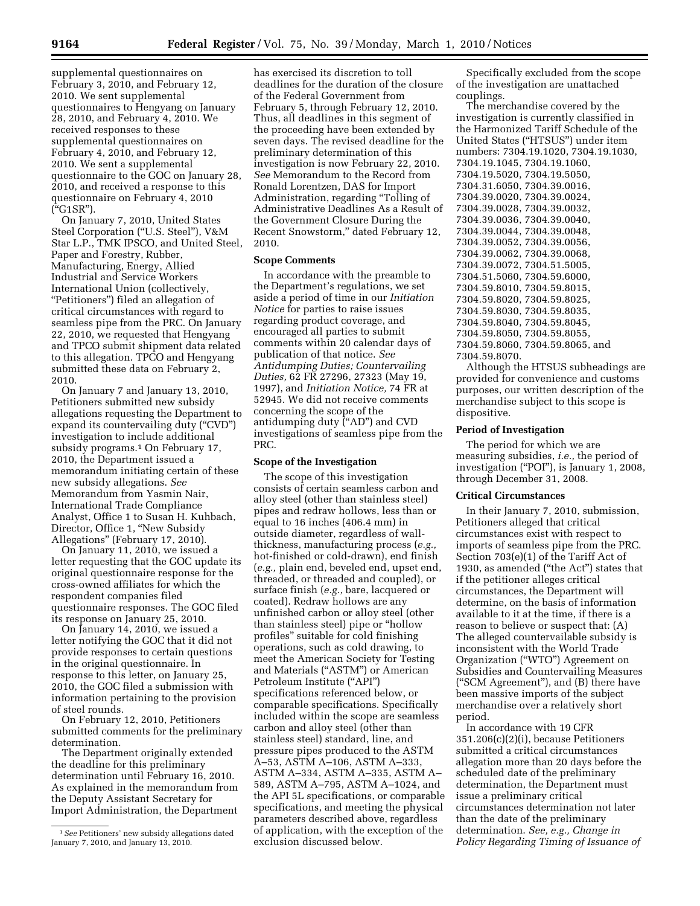supplemental questionnaires on February 3, 2010, and February 12, 2010. We sent supplemental questionnaires to Hengyang on January 28, 2010, and February 4, 2010. We received responses to these supplemental questionnaires on February 4, 2010, and February 12, 2010. We sent a supplemental questionnaire to the GOC on January 28, 2010, and received a response to this questionnaire on February 4, 2010 ("G1SR").

On January 7, 2010, United States Steel Corporation ("U.S. Steel"), V&M Star L.P., TMK IPSCO, and United Steel, Paper and Forestry, Rubber, Manufacturing, Energy, Allied Industrial and Service Workers International Union (collectively, "Petitioners") filed an allegation of critical circumstances with regard to seamless pipe from the PRC. On January 22, 2010, we requested that Hengyang and TPCO submit shipment data related to this allegation. TPCO and Hengyang submitted these data on February 2, 2010.

On January 7 and January 13, 2010, Petitioners submitted new subsidy allegations requesting the Department to expand its countervailing duty ("CVD") investigation to include additional subsidy programs.[1] On February 17, 2010, the Department issued a memorandum initiating certain of these new subsidy allegations. *See* Memorandum from Yasmin Nair, International Trade Compliance Analyst, Office 1 to Susan H. Kuhbach, Director, Office 1, "New Subsidy Allegations" (February 17, 2010).

On January 11, 2010, we issued a letter requesting that the GOC update its original questionnaire response for the cross-owned affiliates for which the respondent companies filed questionnaire responses. The GOC filed its response on January 25, 2010.

On January 14, 2010, we issued a letter notifying the GOC that it did not provide responses to certain questions in the original questionnaire. In response to this letter, on January 25, 2010, the GOC filed a submission with information pertaining to the provision of steel rounds.

On February 12, 2010, Petitioners submitted comments for the preliminary determination.

The Department originally extended the deadline for this preliminary determination until February 16, 2010. As explained in the memorandum from the Deputy Assistant Secretary for Import Administration, the Department has exercised its discretion to toll deadlines for the duration of the closure of the Federal Government from February 5, through February 12, 2010. Thus, all deadlines in this segment of the proceeding have been extended by seven days. The revised deadline for the preliminary determination of this investigation is now February 22, 2010. *See* Memorandum to the Record from Ronald Lorentzen, DAS for Import Administration, regarding "Tolling of Administrative Deadlines As a Result of the Government Closure During the Recent Snowstorm," dated February 12, 2010.

[1] *See* Petitioners' new subsidy allegations dated January 7, 2010, and January 13, 2010.

## Scope Comments

In accordance with the preamble to the Department's regulations, we set aside a period of time in our *Initiation Notice* for parties to raise issues regarding product coverage, and encouraged all parties to submit comments within 20 calendar days of publication of that notice. *See Antidumping Duties; Countervailing Duties,* 62 FR 27296, 27323 (May 19, 1997), and *Initiation Notice,* 74 FR at 52945. We did not receive comments concerning the scope of the antidumping duty ("AD") and CVD investigations of seamless pipe from the PRC.

## Scope of the Investigation

The scope of this investigation consists of certain seamless carbon and alloy steel (other than stainless steel) pipes and redraw hollows, less than or equal to 16 inches (406.4 mm) in outside diameter, regardless of wall-thickness, manufacturing process (*e.g.,* hot-finished or cold-drawn), end finish (*e.g.,* plain end, beveled end, upset end, threaded, or threaded and coupled), or surface finish (*e.g.,* bare, lacquered or coated). Redraw hollows are any unfinished carbon or alloy steel (other than stainless steel) pipe or "hollow profiles" suitable for cold finishing operations, such as cold drawing, to meet the American Society for Testing and Materials ("ASTM") or American Petroleum Institute ("API") specifications referenced below, or comparable specifications. Specifically included within the scope are seamless carbon and alloy steel (other than stainless steel) standard, line, and pressure pipes produced to the ASTM A–53, ASTM A–106, ASTM A–333, ASTM A–334, ASTM A–335, ASTM A–589, ASTM A–795, ASTM A–1024, and the API 5L specifications, or comparable specifications, and meeting the physical parameters described above, regardless of application, with the exception of the exclusion discussed below.

Specifically excluded from the scope of the investigation are unattached couplings.

The merchandise covered by the investigation is currently classified in the Harmonized Tariff Schedule of the United States ("HTSUS") under item numbers: 7304.19.1020, 7304.19.1030, 7304.19.1045, 7304.19.1060, 7304.19.5020, 7304.19.5050, 7304.31.6050, 7304.39.0016, 7304.39.0020, 7304.39.0024, 7304.39.0028, 7304.39.0032, 7304.39.0036, 7304.39.0040, 7304.39.0044, 7304.39.0048, 7304.39.0052, 7304.39.0056, 7304.39.0062, 7304.39.0068, 7304.39.0072, 7304.51.5005, 7304.51.5060, 7304.59.6000, 7304.59.8010, 7304.59.8015, 7304.59.8020, 7304.59.8025, 7304.59.8030, 7304.59.8035, 7304.59.8040, 7304.59.8045, 7304.59.8050, 7304.59.8055, 7304.59.8060, 7304.59.8065, and 7304.59.8070.

Although the HTSUS subheadings are provided for convenience and customs purposes, our written description of the merchandise subject to this scope is dispositive.

## Period of Investigation

The period for which we are measuring subsidies, *i.e.,* the period of investigation ("POI"), is January 1, 2008, through December 31, 2008.

## Critical Circumstances

In their January 7, 2010, submission, Petitioners alleged that critical circumstances exist with respect to imports of seamless pipe from the PRC. Section 703(e)(1) of the Tariff Act of 1930, as amended ("the Act") states that if the petitioner alleges critical circumstances, the Department will determine, on the basis of information available to it at the time, if there is a reason to believe or suspect that: (A) The alleged countervailable subsidy is inconsistent with the World Trade Organization ("WTO") Agreement on Subsidies and Countervailing Measures ("SCM Agreement"), and (B) there have been massive imports of the subject merchandise over a relatively short period.

In accordance with 19 CFR 351.206(c)(2)(i), because Petitioners submitted a critical circumstances allegation more than 20 days before the scheduled date of the preliminary determination, the Department must issue a preliminary critical circumstances determination not later than the date of the preliminary determination. *See, e.g., Change in Policy Regarding Timing of Issuance of*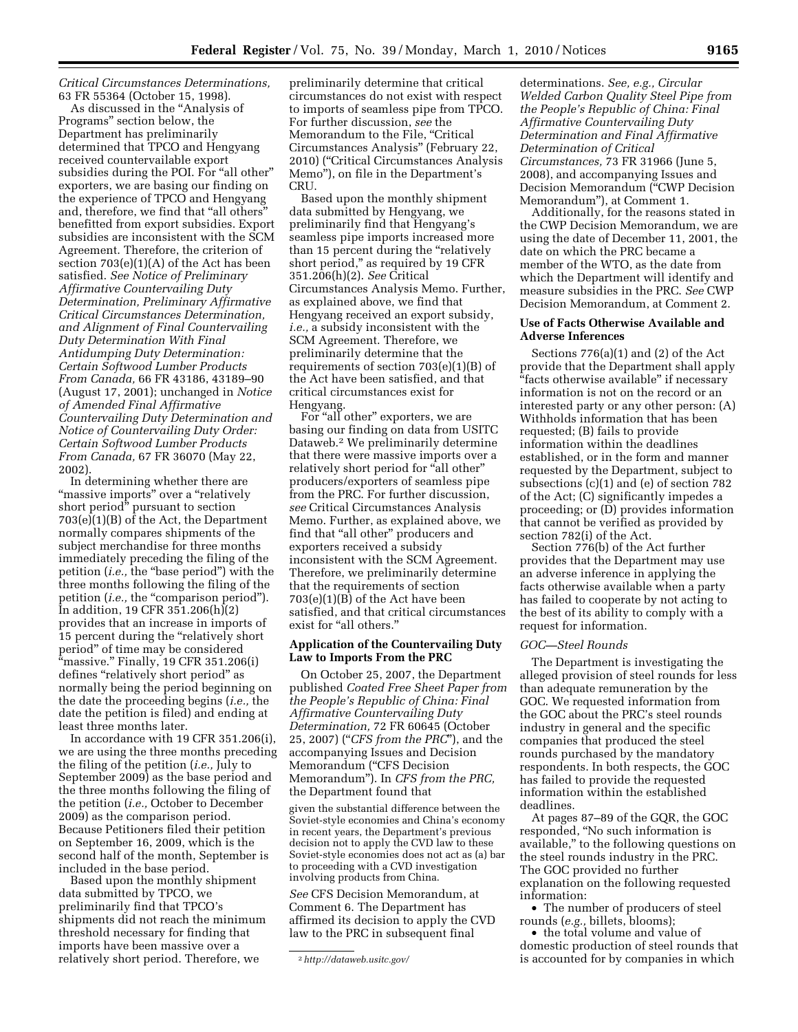*Critical Circumstances Determinations,* 63 FR 55364 (October 15, 1998).

As discussed in the "Analysis of Programs" section below, the Department has preliminarily determined that TPCO and Hengyang received countervailable export subsidies during the POI. For "all other" exporters, we are basing our finding on the experience of TPCO and Hengyang and, therefore, we find that "all others" benefitted from export subsidies. Export subsidies are inconsistent with the SCM Agreement. Therefore, the criterion of section 703(e)(1)(A) of the Act has been satisfied. *See Notice of Preliminary Affirmative Countervailing Duty Determination, Preliminary Affirmative Critical Circumstances Determination, and Alignment of Final Countervailing Duty Determination With Final Antidumping Duty Determination: Certain Softwood Lumber Products From Canada,* 66 FR 43186, 43189–90 (August 17, 2001); unchanged in *Notice of Amended Final Affirmative Countervailing Duty Determination and Notice of Countervailing Duty Order: Certain Softwood Lumber Products From Canada,* 67 FR 36070 (May 22, 2002).

In determining whether there are "massive imports" over a "relatively short period" pursuant to section 703(e)(1)(B) of the Act, the Department normally compares shipments of the subject merchandise for three months immediately preceding the filing of the petition (*i.e.,* the "base period") with the three months following the filing of the petition (*i.e.,* the "comparison period"). In addition, 19 CFR 351.206(h)(2) provides that an increase in imports of 15 percent during the "relatively short period" of time may be considered "massive." Finally, 19 CFR 351.206(i) defines "relatively short period" as normally being the period beginning on the date the proceeding begins (*i.e.,* the date the petition is filed) and ending at least three months later.

In accordance with 19 CFR 351.206(i), we are using the three months preceding the filing of the petition (*i.e.,* July to September 2009) as the base period and the three months following the filing of the petition (*i.e.,* October to December 2009) as the comparison period. Because Petitioners filed their petition on September 16, 2009, which is the second half of the month, September is included in the base period.

Based upon the monthly shipment data submitted by TPCO, we preliminarily find that TPCO's shipments did not reach the minimum threshold necessary for finding that imports have been massive over a relatively short period. Therefore, we preliminarily determine that critical circumstances do not exist with respect to imports of seamless pipe from TPCO. For further discussion, *see* the Memorandum to the File, "Critical Circumstances Analysis" (February 22, 2010) ("Critical Circumstances Analysis Memo"), on file in the Department's CRU.

Based upon the monthly shipment data submitted by Hengyang, we preliminarily find that Hengyang's seamless pipe imports increased more than 15 percent during the "relatively short period," as required by 19 CFR 351.206(h)(2). *See* Critical Circumstances Analysis Memo. Further, as explained above, we find that Hengyang received an export subsidy, *i.e.,* a subsidy inconsistent with the SCM Agreement. Therefore, we preliminarily determine that the requirements of section 703(e)(1)(B) of the Act have been satisfied, and that critical circumstances exist for Hengyang.

For "all other" exporters, we are basing our finding on data from USITC Dataweb.[2] We preliminarily determine that there were massive imports over a relatively short period for "all other" producers/exporters of seamless pipe from the PRC. For further discussion, *see* Critical Circumstances Analysis Memo. Further, as explained above, we find that "all other" producers and exporters received a subsidy inconsistent with the SCM Agreement. Therefore, we preliminarily determine that the requirements of section 703(e)(1)(B) of the Act have been satisfied, and that critical circumstances exist for "all others."

### Application of the Countervailing Duty Law to Imports From the PRC

On October 25, 2007, the Department published *Coated Free Sheet Paper from the People's Republic of China: Final Affirmative Countervailing Duty Determination,* 72 FR 60645 (October 25, 2007) ("*CFS from the PRC*"), and the accompanying Issues and Decision Memorandum ("CFS Decision Memorandum"). In *CFS from the PRC,* the Department found that

> given the substantial difference between the Soviet-style economies and China's economy in recent years, the Department's previous decision not to apply the CVD law to these Soviet-style economies does not act as (a) bar to proceeding with a CVD investigation involving products from China.

*See* CFS Decision Memorandum, at Comment 6. The Department has affirmed its decision to apply the CVD law to the PRC in subsequent final determinations. *See, e.g., Circular Welded Carbon Quality Steel Pipe from the People's Republic of China: Final Affirmative Countervailing Duty Determination and Final Affirmative Determination of Critical Circumstances,* 73 FR 31966 (June 5, 2008), and accompanying Issues and Decision Memorandum ("CWP Decision Memorandum"), at Comment 1.

Additionally, for the reasons stated in the CWP Decision Memorandum, we are using the date of December 11, 2001, the date on which the PRC became a member of the WTO, as the date from which the Department will identify and measure subsidies in the PRC. *See* CWP Decision Memorandum, at Comment 2.

### Use of Facts Otherwise Available and Adverse Inferences

Sections 776(a)(1) and (2) of the Act provide that the Department shall apply "facts otherwise available" if necessary information is not on the record or an interested party or any other person: (A) Withholds information that has been requested; (B) fails to provide information within the deadlines established, or in the form and manner requested by the Department, subject to subsections (c)(1) and (e) of section 782 of the Act; (C) significantly impedes a proceeding; or (D) provides information that cannot be verified as provided by section 782(i) of the Act.

Section 776(b) of the Act further provides that the Department may use an adverse inference in applying the facts otherwise available when a party has failed to cooperate by not acting to the best of its ability to comply with a request for information.

#### *GOC—Steel Rounds*

The Department is investigating the alleged provision of steel rounds for less than adequate remuneration by the GOC. We requested information from the GOC about the PRC's steel rounds industry in general and the specific companies that produced the steel rounds purchased by the mandatory respondents. In both respects, the GOC has failed to provide the requested information within the established deadlines.

At pages 87–89 of the GQR, the GOC responded, "No such information is available," to the following questions on the steel rounds industry in the PRC. The GOC provided no further explanation on the following requested information:

- The number of producers of steel rounds (*e.g.,* billets, blooms);
- the total volume and value of domestic production of steel rounds that is accounted for by companies in which

[2] *http://dataweb.usitc.gov/*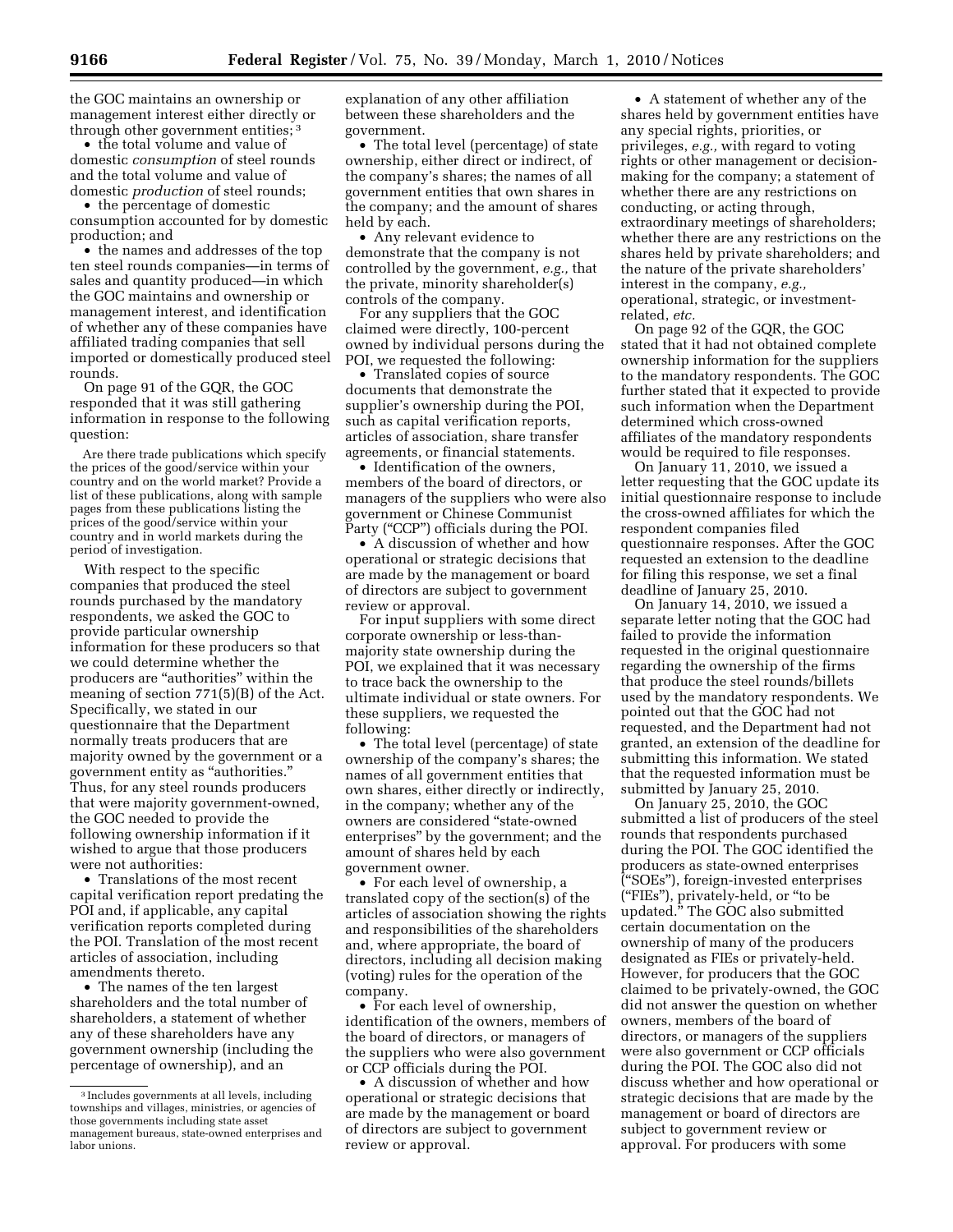the GOC maintains an ownership or management interest either directly or through other government entities;[3]

- the total volume and value of domestic *consumption* of steel rounds and the total volume and value of domestic *production* of steel rounds;
- the percentage of domestic consumption accounted for by domestic production; and
- the names and addresses of the top ten steel rounds companies—in terms of sales and quantity produced—in which the GOC maintains and ownership or management interest, and identification of whether any of these companies have affiliated trading companies that sell imported or domestically produced steel rounds.

On page 91 of the GQR, the GOC responded that it was still gathering information in response to the following question:

> Are there trade publications which specify the prices of the good/service within your country and on the world market? Provide a list of these publications, along with sample pages from these publications listing the prices of the good/service within your country and in world markets during the period of investigation.

With respect to the specific companies that produced the steel rounds purchased by the mandatory respondents, we asked the GOC to provide particular ownership information for these producers so that we could determine whether the producers are "authorities" within the meaning of section 771(5)(B) of the Act. Specifically, we stated in our questionnaire that the Department normally treats producers that are majority owned by the government or a government entity as "authorities." Thus, for any steel rounds producers that were majority government-owned, the GOC needed to provide the following ownership information if it wished to argue that those producers were not authorities:

- Translations of the most recent capital verification report predating the POI and, if applicable, any capital verification reports completed during the POI. Translation of the most recent articles of association, including amendments thereto.
- The names of the ten largest shareholders and the total number of shareholders, a statement of whether any of these shareholders have any government ownership (including the percentage of ownership), and an explanation of any other affiliation between these shareholders and the government.
- The total level (percentage) of state ownership, either direct or indirect, of the company's shares; the names of all government entities that own shares in the company; and the amount of shares held by each.
- Any relevant evidence to demonstrate that the company is not controlled by the government, *e.g.,* that the private, minority shareholder(s) controls of the company.

For any suppliers that the GOC claimed were directly, 100-percent owned by individual persons during the POI, we requested the following:

- Translated copies of source documents that demonstrate the supplier's ownership during the POI, such as capital verification reports, articles of association, share transfer agreements, or financial statements.
- Identification of the owners, members of the board of directors, or managers of the suppliers who were also government or Chinese Communist Party ("CCP") officials during the POI.
- A discussion of whether and how operational or strategic decisions that are made by the management or board of directors are subject to government review or approval.

For input suppliers with some direct corporate ownership or less-than-majority state ownership during the POI, we explained that it was necessary to trace back the ownership to the ultimate individual or state owners. For these suppliers, we requested the following:

- The total level (percentage) of state ownership of the company's shares; the names of all government entities that own shares, either directly or indirectly, in the company; whether any of the owners are considered "state-owned enterprises" by the government; and the amount of shares held by each government owner.
- For each level of ownership, a translated copy of the section(s) of the articles of association showing the rights and responsibilities of the shareholders and, where appropriate, the board of directors, including all decision making (voting) rules for the operation of the company.
- For each level of ownership, identification of the owners, members of the board of directors, or managers of the suppliers who were also government or CCP officials during the POI.
- A discussion of whether and how operational or strategic decisions that are made by the management or board of directors are subject to government review or approval.
- A statement of whether any of the shares held by government entities have any special rights, priorities, or privileges, *e.g.,* with regard to voting rights or other management or decision-making for the company; a statement of whether there are any restrictions on conducting, or acting through, extraordinary meetings of shareholders; whether there are any restrictions on the shares held by private shareholders; and the nature of the private shareholders' interest in the company, *e.g.,* operational, strategic, or investment-related, *etc.*

On page 92 of the GQR, the GOC stated that it had not obtained complete ownership information for the suppliers to the mandatory respondents. The GOC further stated that it expected to provide such information when the Department determined which cross-owned affiliates of the mandatory respondents would be required to file responses.

On January 11, 2010, we issued a letter requesting that the GOC update its initial questionnaire response to include the cross-owned affiliates for which the respondent companies filed questionnaire responses. After the GOC requested an extension to the deadline for filing this response, we set a final deadline of January 25, 2010.

On January 14, 2010, we issued a separate letter noting that the GOC had failed to provide the information requested in the original questionnaire regarding the ownership of the firms that produce the steel rounds/billets used by the mandatory respondents. We pointed out that the GOC had not requested, and the Department had not granted, an extension of the deadline for submitting this information. We stated that the requested information must be submitted by January 25, 2010.

On January 25, 2010, the GOC submitted a list of producers of the steel rounds that respondents purchased during the POI. The GOC identified the producers as state-owned enterprises ("SOEs"), foreign-invested enterprises ("FIEs"), privately-held, or "to be updated." The GOC also submitted certain documentation on the ownership of many of the producers designated as FIEs or privately-held. However, for producers that the GOC claimed to be privately-owned, the GOC did not answer the question on whether owners, members of the board of directors, or managers of the suppliers were also government or CCP officials during the POI. The GOC also did not discuss whether and how operational or strategic decisions that are made by the management or board of directors are subject to government review or approval. For producers with some

[3] Includes governments at all levels, including townships and villages, ministries, or agencies of those governments including state asset management bureaus, state-owned enterprises and labor unions.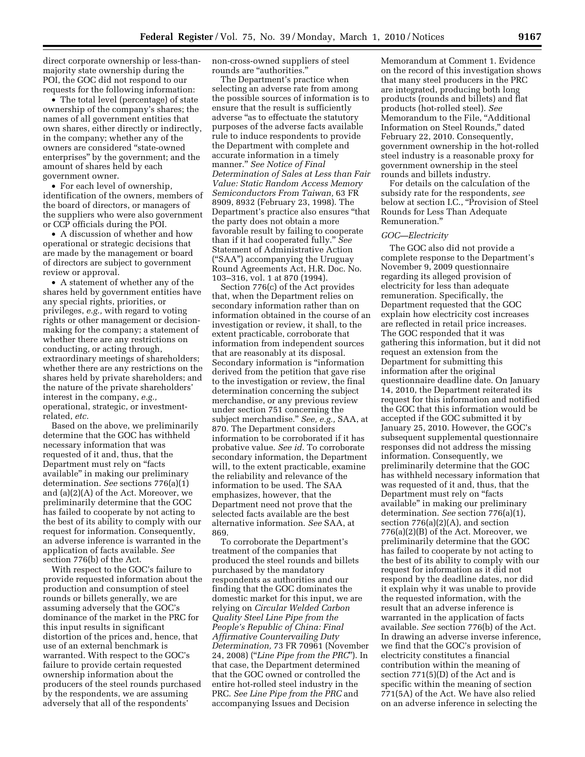direct corporate ownership or less-than-majority state ownership during the POI, the GOC did not respond to our requests for the following information:

- The total level (percentage) of state ownership of the company's shares; the names of all government entities that own shares, either directly or indirectly, in the company; whether any of the owners are considered "state-owned enterprises" by the government; and the amount of shares held by each government owner.
- For each level of ownership, identification of the owners, members of the board of directors, or managers of the suppliers who were also government or CCP officials during the POI.
- A discussion of whether and how operational or strategic decisions that are made by the management or board of directors are subject to government review or approval.
- A statement of whether any of the shares held by government entities have any special rights, priorities, or privileges, *e.g.,* with regard to voting rights or other management or decision-making for the company; a statement of whether there are any restrictions on conducting, or acting through, extraordinary meetings of shareholders; whether there are any restrictions on the shares held by private shareholders; and the nature of the private shareholders' interest in the company, *e.g.,* operational, strategic, or investment-related, *etc.*

Based on the above, we preliminarily determine that the GOC has withheld necessary information that was requested of it and, thus, that the Department must rely on "facts available" in making our preliminary determination. *See* sections 776(a)(1) and (a)(2)(A) of the Act. Moreover, we preliminarily determine that the GOC has failed to cooperate by not acting to the best of its ability to comply with our request for information. Consequently, an adverse inference is warranted in the application of facts available. *See* section 776(b) of the Act.

With respect to the GOC's failure to provide requested information about the production and consumption of steel rounds or billets generally, we are assuming adversely that the GOC's dominance of the market in the PRC for this input results in significant distortion of the prices and, hence, that use of an external benchmark is warranted. With respect to the GOC's failure to provide certain requested ownership information about the producers of the steel rounds purchased by the respondents, we are assuming adversely that all of the respondents' non-cross-owned suppliers of steel rounds are "authorities."

The Department's practice when selecting an adverse rate from among the possible sources of information is to ensure that the result is sufficiently adverse "as to effectuate the statutory purposes of the adverse facts available rule to induce respondents to provide the Department with complete and accurate information in a timely manner." *See Notice of Final Determination of Sales at Less than Fair Value: Static Random Access Memory Semiconductors From Taiwan,* 63 FR 8909, 8932 (February 23, 1998). The Department's practice also ensures "that the party does not obtain a more favorable result by failing to cooperate than if it had cooperated fully." *See* Statement of Administrative Action ("SAA") accompanying the Uruguay Round Agreements Act, H.R. Doc. No. 103–316, vol. 1 at 870 (1994).

Section 776(c) of the Act provides that, when the Department relies on secondary information rather than on information obtained in the course of an investigation or review, it shall, to the extent practicable, corroborate that information from independent sources that are reasonably at its disposal. Secondary information is "information derived from the petition that gave rise to the investigation or review, the final determination concerning the subject merchandise, or any previous review under section 751 concerning the subject merchandise." *See, e.g.,* SAA, at 870. The Department considers information to be corroborated if it has probative value. *See id.* To corroborate secondary information, the Department will, to the extent practicable, examine the reliability and relevance of the information to be used. The SAA emphasizes, however, that the Department need not prove that the selected facts available are the best alternative information. *See* SAA, at 869.

To corroborate the Department's treatment of the companies that produced the steel rounds and billets purchased by the mandatory respondents as authorities and our finding that the GOC dominates the domestic market for this input, we are relying on *Circular Welded Carbon Quality Steel Line Pipe from the People's Republic of China: Final Affirmative Countervailing Duty Determination,* 73 FR 70961 (November 24, 2008) ("*Line Pipe from the PRC*"). In that case, the Department determined that the GOC owned or controlled the entire hot-rolled steel industry in the PRC. *See Line Pipe from the PRC* and accompanying Issues and Decision Memorandum at Comment 1. Evidence on the record of this investigation shows that many steel producers in the PRC are integrated, producing both long products (rounds and billets) and flat products (hot-rolled steel). *See* Memorandum to the File, "Additional Information on Steel Rounds," dated February 22, 2010. Consequently, government ownership in the hot-rolled steel industry is a reasonable proxy for government ownership in the steel rounds and billets industry.

For details on the calculation of the subsidy rate for the respondents, *see* below at section I.C., "Provision of Steel Rounds for Less Than Adequate Remuneration."

*GOC—Electricity*

The GOC also did not provide a complete response to the Department's November 9, 2009 questionnaire regarding its alleged provision of electricity for less than adequate remuneration. Specifically, the Department requested that the GOC explain how electricity cost increases are reflected in retail price increases. The GOC responded that it was gathering this information, but it did not request an extension from the Department for submitting this information after the original questionnaire deadline date. On January 14, 2010, the Department reiterated its request for this information and notified the GOC that this information would be accepted if the GOC submitted it by January 25, 2010. However, the GOC's subsequent supplemental questionnaire responses did not address the missing information. Consequently, we preliminarily determine that the GOC has withheld necessary information that was requested of it and, thus, that the Department must rely on "facts available" in making our preliminary determination. *See* section 776(a)(1), section 776(a)(2)(A), and section 776(a)(2)(B) of the Act. Moreover, we preliminarily determine that the GOC has failed to cooperate by not acting to the best of its ability to comply with our request for information as it did not respond by the deadline dates, nor did it explain why it was unable to provide the requested information, with the result that an adverse inference is warranted in the application of facts available. *See* section 776(b) of the Act. In drawing an adverse inverse inference, we find that the GOC's provision of electricity constitutes a financial contribution within the meaning of section 771(5)(D) of the Act and is specific within the meaning of section 771(5A) of the Act. We have also relied on an adverse inference in selecting the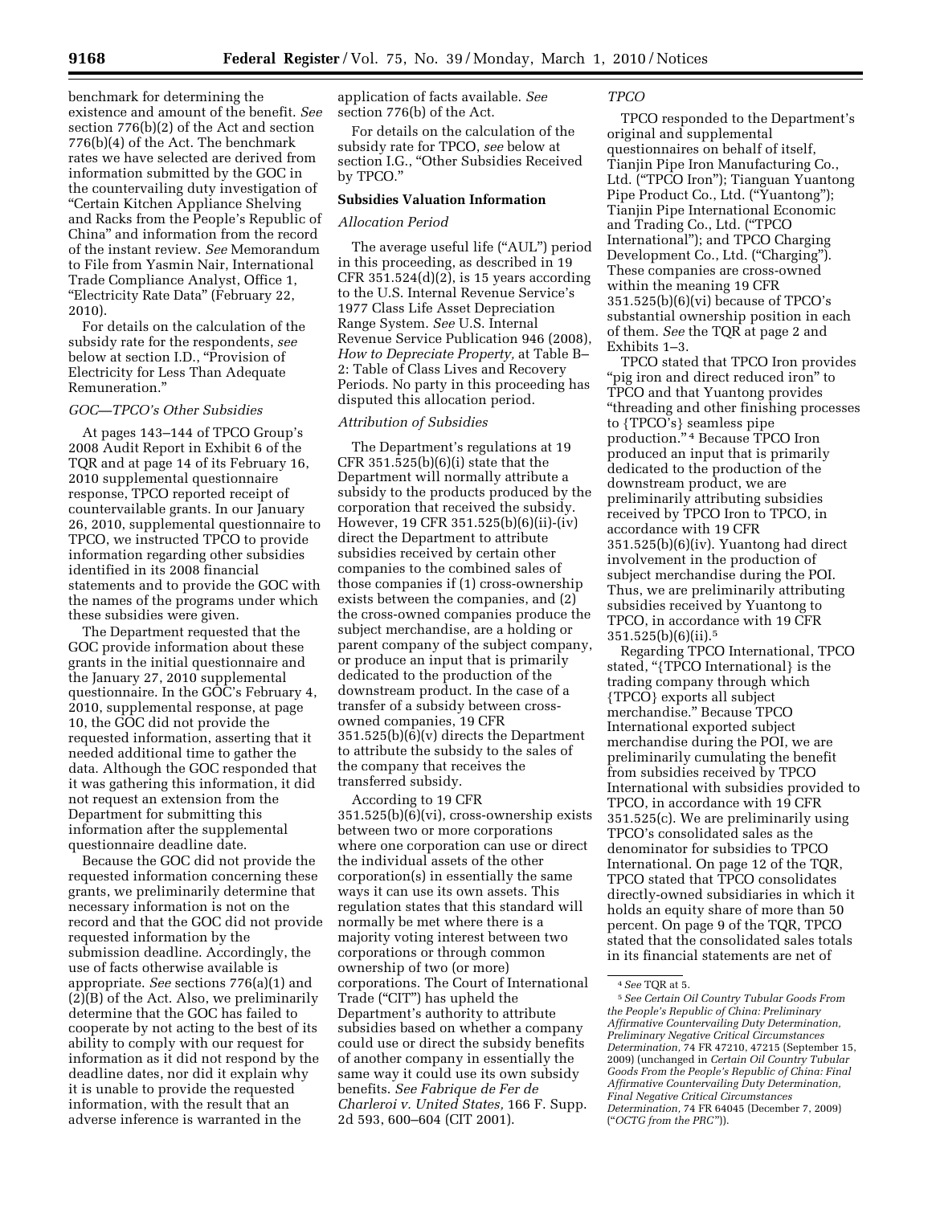benchmark for determining the existence and amount of the benefit. *See* section 776(b)(2) of the Act and section 776(b)(4) of the Act. The benchmark rates we have selected are derived from information submitted by the GOC in the countervailing duty investigation of "Certain Kitchen Appliance Shelving and Racks from the People's Republic of China" and information from the record of the instant review. *See* Memorandum to File from Yasmin Nair, International Trade Compliance Analyst, Office 1, "Electricity Rate Data" (February 22, 2010).

For details on the calculation of the subsidy rate for the respondents, *see* below at section I.D., "Provision of Electricity for Less Than Adequate Remuneration."

*GOC—TPCO's Other Subsidies*

At pages 143–144 of TPCO Group's 2008 Audit Report in Exhibit 6 of the TQR and at page 14 of its February 16, 2010 supplemental questionnaire response, TPCO reported receipt of countervailable grants. In our January 26, 2010, supplemental questionnaire to TPCO, we instructed TPCO to provide information regarding other subsidies identified in its 2008 financial statements and to provide the GOC with the names of the programs under which these subsidies were given.

The Department requested that the GOC provide information about these grants in the initial questionnaire and the January 27, 2010 supplemental questionnaire. In the GOC's February 4, 2010, supplemental response, at page 10, the GOC did not provide the requested information, asserting that it needed additional time to gather the data. Although the GOC responded that it was gathering this information, it did not request an extension from the Department for submitting this information after the supplemental questionnaire deadline date.

Because the GOC did not provide the requested information concerning these grants, we preliminarily determine that necessary information is not on the record and that the GOC did not provide requested information by the submission deadline. Accordingly, the use of facts otherwise available is appropriate. *See* sections 776(a)(1) and (2)(B) of the Act. Also, we preliminarily determine that the GOC has failed to cooperate by not acting to the best of its ability to comply with our request for information as it did not respond by the deadline dates, nor did it explain why it is unable to provide the requested information, with the result that an adverse inference is warranted in the application of facts available. *See* section 776(b) of the Act.

For details on the calculation of the subsidy rate for TPCO, *see* below at section I.G., "Other Subsidies Received by TPCO."

**Subsidies Valuation Information**

*Allocation Period*

The average useful life ("AUL") period in this proceeding, as described in 19 CFR 351.524(d)(2), is 15 years according to the U.S. Internal Revenue Service's 1977 Class Life Asset Depreciation Range System. *See* U.S. Internal Revenue Service Publication 946 (2008), *How to Depreciate Property,* at Table B–2: Table of Class Lives and Recovery Periods. No party in this proceeding has disputed this allocation period.

*Attribution of Subsidies*

The Department's regulations at 19 CFR 351.525(b)(6)(i) state that the Department will normally attribute a subsidy to the products produced by the corporation that received the subsidy. However, 19 CFR 351.525(b)(6)(ii)-(iv) direct the Department to attribute subsidies received by certain other companies to the combined sales of those companies if (1) cross-ownership exists between the companies, and (2) the cross-owned companies produce the subject merchandise, are a holding or parent company of the subject company, or produce an input that is primarily dedicated to the production of the downstream product. In the case of a transfer of a subsidy between cross-owned companies, 19 CFR 351.525(b)(6)(v) directs the Department to attribute the subsidy to the sales of the company that receives the transferred subsidy.

According to 19 CFR 351.525(b)(6)(vi), cross-ownership exists between two or more corporations where one corporation can use or direct the individual assets of the other corporation(s) in essentially the same ways it can use its own assets. This regulation states that this standard will normally be met where there is a majority voting interest between two corporations or through common ownership of two (or more) corporations. The Court of International Trade ("CIT") has upheld the Department's authority to attribute subsidies based on whether a company could use or direct the subsidy benefits of another company in essentially the same way it could use its own subsidy benefits. *See Fabrique de Fer de Charleroi v. United States,* 166 F. Supp. 2d 593, 600–604 (CIT 2001).

*TPCO*

TPCO responded to the Department's original and supplemental questionnaires on behalf of itself, Tianjin Pipe Iron Manufacturing Co., Ltd. ("TPCO Iron"); Tianguan Yuantong Pipe Product Co., Ltd. ("Yuantong"); Tianjin Pipe International Economic and Trading Co., Ltd. ("TPCO International"); and TPCO Charging Development Co., Ltd. ("Charging"). These companies are cross-owned within the meaning 19 CFR 351.525(b)(6)(vi) because of TPCO's substantial ownership position in each of them. *See* the TQR at page 2 and Exhibits 1–3.

TPCO stated that TPCO Iron provides "pig iron and direct reduced iron" to TPCO and that Yuantong provides "threading and other finishing processes to {TPCO's} seamless pipe production."[4] Because TPCO Iron produced an input that is primarily dedicated to the production of the downstream product, we are preliminarily attributing subsidies received by TPCO Iron to TPCO, in accordance with 19 CFR 351.525(b)(6)(iv). Yuantong had direct involvement in the production of subject merchandise during the POI. Thus, we are preliminarily attributing subsidies received by Yuantong to TPCO, in accordance with 19 CFR 351.525(b)(6)(ii).[5]

Regarding TPCO International, TPCO stated, "{TPCO International} is the trading company through which {TPCO} exports all subject merchandise." Because TPCO International exported subject merchandise during the POI, we are preliminarily cumulating the benefit from subsidies received by TPCO International with subsidies provided to TPCO, in accordance with 19 CFR 351.525(c). We are preliminarily using TPCO's consolidated sales as the denominator for subsidies to TPCO International. On page 12 of the TQR, TPCO stated that TPCO consolidates directly-owned subsidiaries in which it holds an equity share of more than 50 percent. On page 9 of the TQR, TPCO stated that the consolidated sales totals in its financial statements are net of

[4] *See* TQR at 5.

[5] *See Certain Oil Country Tubular Goods From the People's Republic of China: Preliminary Affirmative Countervailing Duty Determination, Preliminary Negative Critical Circumstances Determination,* 74 FR 47210, 47215 (September 15, 2009) (unchanged in *Certain Oil Country Tubular Goods From the People's Republic of China: Final Affirmative Countervailing Duty Determination, Final Negative Critical Circumstances Determination,* 74 FR 64045 (December 7, 2009) ("*OCTG from the PRC*")).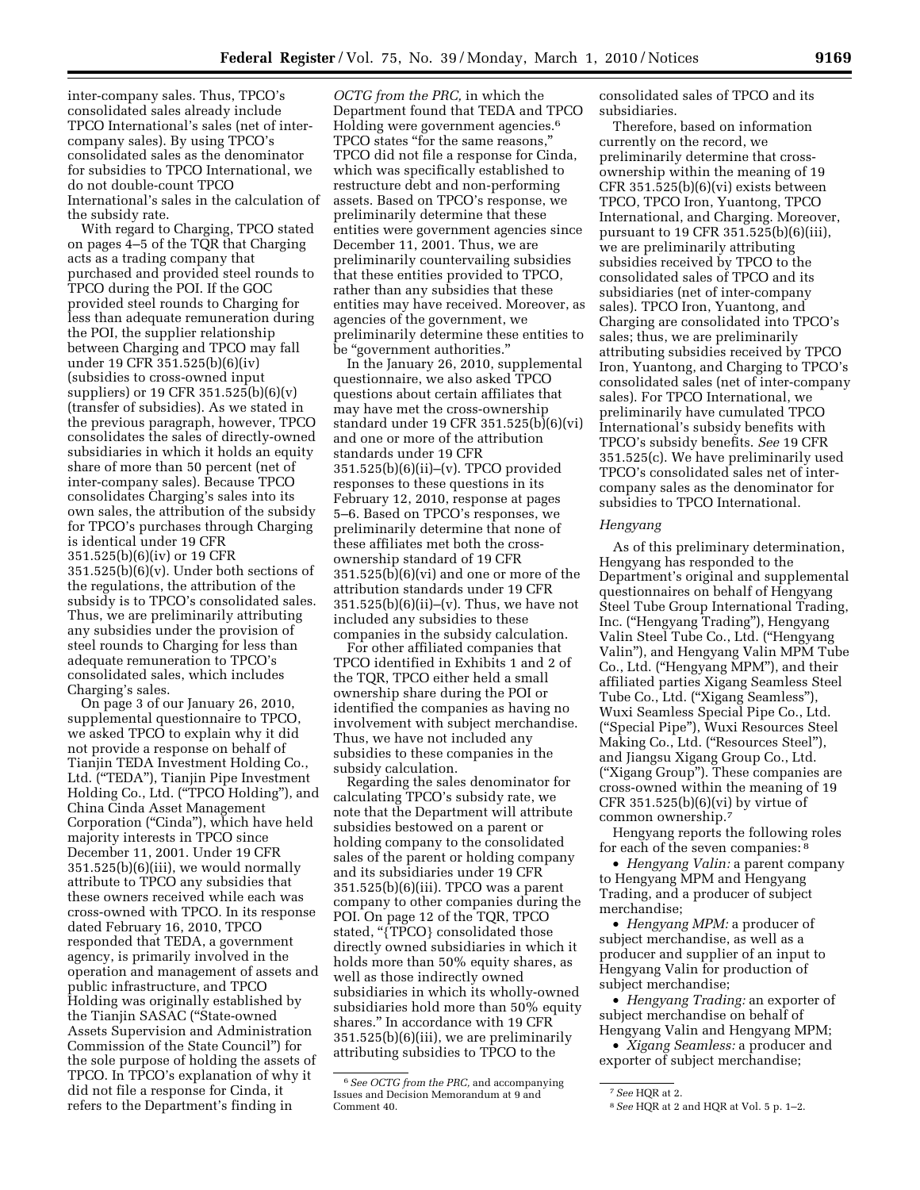inter-company sales. Thus, TPCO's consolidated sales already include TPCO International's sales (net of inter-company sales). By using TPCO's consolidated sales as the denominator for subsidies to TPCO International, we do not double-count TPCO International's sales in the calculation of the subsidy rate.

With regard to Charging, TPCO stated on pages 4–5 of the TQR that Charging acts as a trading company that purchased and provided steel rounds to TPCO during the POI. If the GOC provided steel rounds to Charging for less than adequate remuneration during the POI, the supplier relationship between Charging and TPCO may fall under 19 CFR 351.525(b)(6)(iv) (subsidies to cross-owned input suppliers) or 19 CFR 351.525(b)(6)(v) (transfer of subsidies). As we stated in the previous paragraph, however, TPCO consolidates the sales of directly-owned subsidiaries in which it holds an equity share of more than 50 percent (net of inter-company sales). Because TPCO consolidates Charging's sales into its own sales, the attribution of the subsidy for TPCO's purchases through Charging is identical under 19 CFR 351.525(b)(6)(iv) or 19 CFR 351.525(b)(6)(v). Under both sections of the regulations, the attribution of the subsidy is to TPCO's consolidated sales. Thus, we are preliminarily attributing any subsidies under the provision of steel rounds to Charging for less than adequate remuneration to TPCO's consolidated sales, which includes Charging's sales.

On page 3 of our January 26, 2010, supplemental questionnaire to TPCO, we asked TPCO to explain why it did not provide a response on behalf of Tianjin TEDA Investment Holding Co., Ltd. ("TEDA"), Tianjin Pipe Investment Holding Co., Ltd. ("TPCO Holding"), and China Cinda Asset Management Corporation ("Cinda"), which have held majority interests in TPCO since December 11, 2001. Under 19 CFR 351.525(b)(6)(iii), we would normally attribute to TPCO any subsidies that these owners received while each was cross-owned with TPCO. In its response dated February 16, 2010, TPCO responded that TEDA, a government agency, is primarily involved in the operation and management of assets and public infrastructure, and TPCO Holding was originally established by the Tianjin SASAC ("State-owned Assets Supervision and Administration Commission of the State Council") for the sole purpose of holding the assets of TPCO. In TPCO's explanation of why it did not file a response for Cinda, it refers to the Department's finding in *OCTG from the PRC,* in which the Department found that TEDA and TPCO Holding were government agencies.[6] TPCO states "for the same reasons," TPCO did not file a response for Cinda, which was specifically established to restructure debt and non-performing assets. Based on TPCO's response, we preliminarily determine that these entities were government agencies since December 11, 2001. Thus, we are preliminarily countervailing subsidies that these entities provided to TPCO, rather than any subsidies that these entities may have received. Moreover, as agencies of the government, we preliminarily determine these entities to be "government authorities."

In the January 26, 2010, supplemental questionnaire, we also asked TPCO questions about certain affiliates that may have met the cross-ownership standard under 19 CFR 351.525(b)(6)(vi) and one or more of the attribution standards under 19 CFR 351.525(b)(6)(ii)–(v). TPCO provided responses to these questions in its February 12, 2010, response at pages 5–6. Based on TPCO's responses, we preliminarily determine that none of these affiliates met both the cross-ownership standard of 19 CFR 351.525(b)(6)(vi) and one or more of the attribution standards under 19 CFR 351.525(b)(6)(ii)–(v). Thus, we have not included any subsidies to these companies in the subsidy calculation.

For other affiliated companies that TPCO identified in Exhibits 1 and 2 of the TQR, TPCO either held a small ownership share during the POI or identified the companies as having no involvement with subject merchandise. Thus, we have not included any subsidies to these companies in the subsidy calculation.

Regarding the sales denominator for calculating TPCO's subsidy rate, we note that the Department will attribute subsidies bestowed on a parent or holding company to the consolidated sales of the parent or holding company and its subsidiaries under 19 CFR 351.525(b)(6)(iii). TPCO was a parent company to other companies during the POI. On page 12 of the TQR, TPCO stated, "{TPCO} consolidated those directly owned subsidiaries in which it holds more than 50% equity shares, as well as those indirectly owned subsidiaries in which its wholly-owned subsidiaries hold more than 50% equity shares." In accordance with 19 CFR 351.525(b)(6)(iii), we are preliminarily attributing subsidies to TPCO to the consolidated sales of TPCO and its subsidiaries.

Therefore, based on information currently on the record, we preliminarily determine that cross-ownership within the meaning of 19 CFR 351.525(b)(6)(vi) exists between TPCO, TPCO Iron, Yuantong, TPCO International, and Charging. Moreover, pursuant to 19 CFR 351.525(b)(6)(iii), we are preliminarily attributing subsidies received by TPCO to the consolidated sales of TPCO and its subsidiaries (net of inter-company sales). TPCO Iron, Yuantong, and Charging are consolidated into TPCO's sales; thus, we are preliminarily attributing subsidies received by TPCO Iron, Yuantong, and Charging to TPCO's consolidated sales (net of inter-company sales). For TPCO International, we preliminarily have cumulated TPCO International's subsidy benefits with TPCO's subsidy benefits. *See* 19 CFR 351.525(c). We have preliminarily used TPCO's consolidated sales net of inter-company sales as the denominator for subsidies to TPCO International.

### *Hengyang*

As of this preliminary determination, Hengyang has responded to the Department's original and supplemental questionnaires on behalf of Hengyang Steel Tube Group International Trading, Inc. ("Hengyang Trading"), Hengyang Valin Steel Tube Co., Ltd. ("Hengyang Valin"), and Hengyang Valin MPM Tube Co., Ltd. ("Hengyang MPM"), and their affiliated parties Xigang Seamless Steel Tube Co., Ltd. ("Xigang Seamless"), Wuxi Seamless Special Pipe Co., Ltd. ("Special Pipe"), Wuxi Resources Steel Making Co., Ltd. ("Resources Steel"), and Jiangsu Xigang Group Co., Ltd. ("Xigang Group"). These companies are cross-owned within the meaning of 19 CFR 351.525(b)(6)(vi) by virtue of common ownership.[7]

Hengyang reports the following roles for each of the seven companies:[8]

- *Hengyang Valin:* a parent company to Hengyang MPM and Hengyang Trading, and a producer of subject merchandise;
- *Hengyang MPM:* a producer of subject merchandise, as well as a producer and supplier of an input to Hengyang Valin for production of subject merchandise;
- *Hengyang Trading:* an exporter of subject merchandise on behalf of Hengyang Valin and Hengyang MPM;
- *Xigang Seamless:* a producer and exporter of subject merchandise;

---

[6] *See OCTG from the PRC,* and accompanying Issues and Decision Memorandum at 9 and Comment 40.

[7] *See* HQR at 2.

[8] *See* HQR at 2 and HQR at Vol. 5 p. 1–2.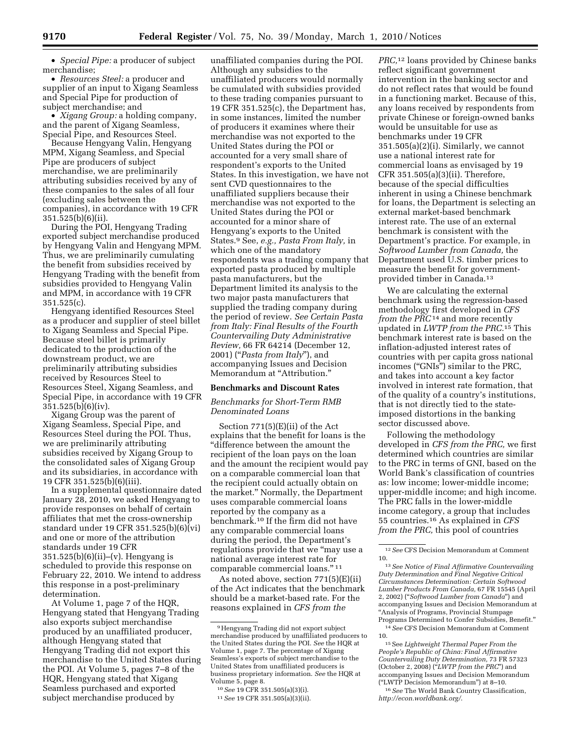- *Special Pipe:* a producer of subject merchandise;
- *Resources Steel:* a producer and supplier of an input to Xigang Seamless and Special Pipe for production of subject merchandise; and
- *Xigang Group:* a holding company, and the parent of Xigang Seamless, Special Pipe, and Resources Steel.

Because Hengyang Valin, Hengyang MPM, Xigang Seamless, and Special Pipe are producers of subject merchandise, we are preliminarily attributing subsidies received by any of these companies to the sales of all four (excluding sales between the companies), in accordance with 19 CFR 351.525(b)(6)(ii).

During the POI, Hengyang Trading exported subject merchandise produced by Hengyang Valin and Hengyang MPM. Thus, we are preliminarily cumulating the benefit from subsidies received by Hengyang Trading with the benefit from subsidies provided to Hengyang Valin and MPM, in accordance with 19 CFR 351.525(c).

Hengyang identified Resources Steel as a producer and supplier of steel billet to Xigang Seamless and Special Pipe. Because steel billet is primarily dedicated to the production of the downstream product, we are preliminarily attributing subsidies received by Resources Steel to Resources Steel, Xigang Seamless, and Special Pipe, in accordance with 19 CFR 351.525(b)(6)(iv).

Xigang Group was the parent of Xigang Seamless, Special Pipe, and Resources Steel during the POI. Thus, we are preliminarily attributing subsidies received by Xigang Group to the consolidated sales of Xigang Group and its subsidiaries, in accordance with 19 CFR 351.525(b)(6)(iii).

In a supplemental questionnaire dated January 28, 2010, we asked Hengyang to provide responses on behalf of certain affiliates that met the cross-ownership standard under 19 CFR 351.525(b)(6)(vi) and one or more of the attribution standards under 19 CFR 351.525(b)(6)(ii)–(v). Hengyang is scheduled to provide this response on February 22, 2010. We intend to address this response in a post-preliminary determination.

At Volume 1, page 7 of the HQR, Hengyang stated that Hengyang Trading also exports subject merchandise produced by an unaffiliated producer, although Hengyang stated that Hengyang Trading did not export this merchandise to the United States during the POI. At Volume 5, pages 7–8 of the HQR, Hengyang stated that Xigang Seamless purchased and exported subject merchandise produced by unaffiliated companies during the POI. Although any subsidies to the unaffiliated producers would normally be cumulated with subsidies provided to these trading companies pursuant to 19 CFR 351.525(c), the Department has, in some instances, limited the number of producers it examines where their merchandise was not exported to the United States during the POI or accounted for a very small share of respondent's exports to the United States. In this investigation, we have not sent CVD questionnaires to the unaffiliated suppliers because their merchandise was not exported to the United States during the POI or accounted for a minor share of Hengyang's exports to the United States.[9] See, *e.g., Pasta From Italy,* in which one of the mandatory respondents was a trading company that exported pasta produced by multiple pasta manufacturers, but the Department limited its analysis to the two major pasta manufacturers that supplied the trading company during the period of review. *See Certain Pasta from Italy: Final Results of the Fourth Countervailing Duty Administrative Review,* 66 FR 64214 (December 12, 2001) ("*Pasta from Italy*"), and accompanying Issues and Decision Memorandum at "Attribution."

## Benchmarks and Discount Rates

### *Benchmarks for Short-Term RMB Denominated Loans*

Section 771(5)(E)(ii) of the Act explains that the benefit for loans is the "difference between the amount the recipient of the loan pays on the loan and the amount the recipient would pay on a comparable commercial loan that the recipient could actually obtain on the market." Normally, the Department uses comparable commercial loans reported by the company as a benchmark.[10] If the firm did not have any comparable commercial loans during the period, the Department's regulations provide that we "may use a national average interest rate for comparable commercial loans." [11]

As noted above, section 771(5)(E)(ii) of the Act indicates that the benchmark should be a market-based rate. For the reasons explained in *CFS from the PRC,*[12] loans provided by Chinese banks reflect significant government intervention in the banking sector and do not reflect rates that would be found in a functioning market. Because of this, any loans received by respondents from private Chinese or foreign-owned banks would be unsuitable for use as benchmarks under 19 CFR 351.505(a)(2)(i). Similarly, we cannot use a national interest rate for commercial loans as envisaged by 19 CFR 351.505(a)(3)(ii). Therefore, because of the special difficulties inherent in using a Chinese benchmark for loans, the Department is selecting an external market-based benchmark interest rate. The use of an external benchmark is consistent with the Department's practice. For example, in *Softwood Lumber from Canada,* the Department used U.S. timber prices to measure the benefit for government-provided timber in Canada.[13]

We are calculating the external benchmark using the regression-based methodology first developed in *CFS from the PRC*[14] and more recently updated in *LWTP from the PRC.*[15] This benchmark interest rate is based on the inflation-adjusted interest rates of countries with per capita gross national incomes ("GNIs") similar to the PRC, and takes into account a key factor involved in interest rate formation, that of the quality of a country's institutions, that is not directly tied to the state-imposed distortions in the banking sector discussed above.

Following the methodology developed in *CFS from the PRC,* we first determined which countries are similar to the PRC in terms of GNI, based on the World Bank's classification of countries as: low income; lower-middle income; upper-middle income; and high income. The PRC falls in the lower-middle income category, a group that includes 55 countries.[16] As explained in *CFS from the PRC,* this pool of countries

---

[9] Hengyang Trading did not export subject merchandise produced by unaffiliated producers to the United States during the POI. *See* the HQR at Volume 1, page 7. The percentage of Xigang Seamless's exports of subject merchandise to the United States from unaffiliated producers is business proprietary information. *See* the HQR at Volume 5, page 8.

[10] *See* 19 CFR 351.505(a)(3)(i).

[11] *See* 19 CFR 351.505(a)(3)(ii).

[12] *See* CFS Decision Memorandum at Comment 10.

[13] *See Notice of Final Affirmative Countervailing Duty Determination and Final Negative Critical Circumstances Determination: Certain Softwood Lumber Products From Canada,* 67 FR 15545 (April 2, 2002) ("*Softwood Lumber from Canada*") and accompanying Issues and Decision Memorandum at "Analysis of Programs, Provincial Stumpage Programs Determined to Confer Subsidies, Benefit."

[14] *See* CFS Decision Memorandum at Comment 10.

[15] See *Lightweight Thermal Paper From the People's Republic of China: Final Affirmative Countervailing Duty Determination,* 73 FR 57323 (October 2, 2008) ("*LWTP from the PRC*") and accompanying Issues and Decision Memorandum ("LWTP Decision Memorandum") at 8–10.

[16] *See* The World Bank Country Classification, *http://econ.worldbank.org/.*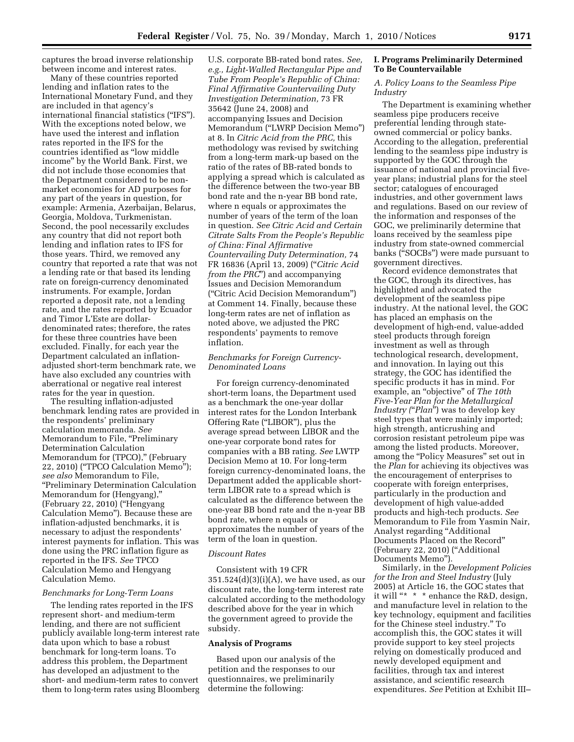captures the broad inverse relationship between income and interest rates.

Many of these countries reported lending and inflation rates to the International Monetary Fund, and they are included in that agency's international financial statistics ("IFS"). With the exceptions noted below, we have used the interest and inflation rates reported in the IFS for the countries identified as "low middle income" by the World Bank. First, we did not include those economies that the Department considered to be non-market economies for AD purposes for any part of the years in question, for example: Armenia, Azerbaijan, Belarus, Georgia, Moldova, Turkmenistan. Second, the pool necessarily excludes any country that did not report both lending and inflation rates to IFS for those years. Third, we removed any country that reported a rate that was not a lending rate or that based its lending rate on foreign-currency denominated instruments. For example, Jordan reported a deposit rate, not a lending rate, and the rates reported by Ecuador and Timor L'Este are dollar-denominated rates; therefore, the rates for these three countries have been excluded. Finally, for each year the Department calculated an inflation-adjusted short-term benchmark rate, we have also excluded any countries with aberrational or negative real interest rates for the year in question.

The resulting inflation-adjusted benchmark lending rates are provided in the respondents' preliminary calculation memoranda. *See* Memorandum to File, "Preliminary Determination Calculation Memorandum for (TPCO)," (February 22, 2010) ("TPCO Calculation Memo"); *see also* Memorandum to File, "Preliminary Determination Calculation Memorandum for (Hengyang)," (February 22, 2010) ("Hengyang Calculation Memo"). Because these are inflation-adjusted benchmarks, it is necessary to adjust the respondents' interest payments for inflation. This was done using the PRC inflation figure as reported in the IFS. *See* TPCO Calculation Memo and Hengyang Calculation Memo.

*Benchmarks for Long-Term Loans*

The lending rates reported in the IFS represent short- and medium-term lending, and there are not sufficient publicly available long-term interest rate data upon which to base a robust benchmark for long-term loans. To address this problem, the Department has developed an adjustment to the short- and medium-term rates to convert them to long-term rates using Bloomberg U.S. corporate BB-rated bond rates. *See, e.g., Light-Walled Rectangular Pipe and Tube From People's Republic of China: Final Affirmative Countervailing Duty Investigation Determination,* 73 FR 35642 (June 24, 2008) and accompanying Issues and Decision Memorandum ("LWRP Decision Memo") at 8. In *Citric Acid from the PRC,* this methodology was revised by switching from a long-term mark-up based on the ratio of the rates of BB-rated bonds to applying a spread which is calculated as the difference between the two-year BB bond rate and the n-year BB bond rate, where n equals or approximates the number of years of the term of the loan in question. *See Citric Acid and Certain Citrate Salts From the People's Republic of China: Final Affirmative Countervailing Duty Determination,* 74 FR 16836 (April 13, 2009) ("*Citric Acid from the PRC*") and accompanying Issues and Decision Memorandum ("Citric Acid Decision Memorandum") at Comment 14. Finally, because these long-term rates are net of inflation as noted above, we adjusted the PRC respondents' payments to remove inflation.

*Benchmarks for Foreign Currency-Denominated Loans*

For foreign currency-denominated short-term loans, the Department used as a benchmark the one-year dollar interest rates for the London Interbank Offering Rate ("LIBOR"), plus the average spread between LIBOR and the one-year corporate bond rates for companies with a BB rating. *See* LWTP Decision Memo at 10. For long-term foreign currency-denominated loans, the Department added the applicable short-term LIBOR rate to a spread which is calculated as the difference between the one-year BB bond rate and the n-year BB bond rate, where n equals or approximates the number of years of the term of the loan in question.

*Discount Rates*

Consistent with 19 CFR 351.524(d)(3)(i)(A), we have used, as our discount rate, the long-term interest rate calculated according to the methodology described above for the year in which the government agreed to provide the subsidy.

**Analysis of Programs**

Based upon our analysis of the petition and the responses to our questionnaires, we preliminarily determine the following:

**I. Programs Preliminarily Determined To Be Countervailable**

*A. Policy Loans to the Seamless Pipe Industry*

The Department is examining whether seamless pipe producers receive preferential lending through state-owned commercial or policy banks. According to the allegation, preferential lending to the seamless pipe industry is supported by the GOC through the issuance of national and provincial five-year plans; industrial plans for the steel sector; catalogues of encouraged industries, and other government laws and regulations. Based on our review of the information and responses of the GOC, we preliminarily determine that loans received by the seamless pipe industry from state-owned commercial banks ("SOCBs") were made pursuant to government directives.

Record evidence demonstrates that the GOC, through its directives, has highlighted and advocated the development of the seamless pipe industry. At the national level, the GOC has placed an emphasis on the development of high-end, value-added steel products through foreign investment as well as through technological research, development, and innovation. In laying out this strategy, the GOC has identified the specific products it has in mind. For example, an "objective" of *The 10th Five-Year Plan for the Metallurgical Industry ("Plan")* was to develop key steel types that were mainly imported; high strength, anticrushing and corrosion resistant petroleum pipe was among the listed products. Moreover, among the "Policy Measures" set out in the *Plan* for achieving its objectives was the encouragement of enterprises to cooperate with foreign enterprises, particularly in the production and development of high value-added products and high-tech products. *See* Memorandum to File from Yasmin Nair, Analyst regarding "Additional Documents Placed on the Record" (February 22, 2010) ("Additional Documents Memo").

Similarly, in the *Development Policies for the Iron and Steel Industry* (July 2005) at Article 16, the GOC states that it will "* * * enhance the R&D, design, and manufacture level in relation to the key technology, equipment and facilities for the Chinese steel industry." To accomplish this, the GOC states it will provide support to key steel projects relying on domestically produced and newly developed equipment and facilities, through tax and interest assistance, and scientific research expenditures. *See* Petition at Exhibit III–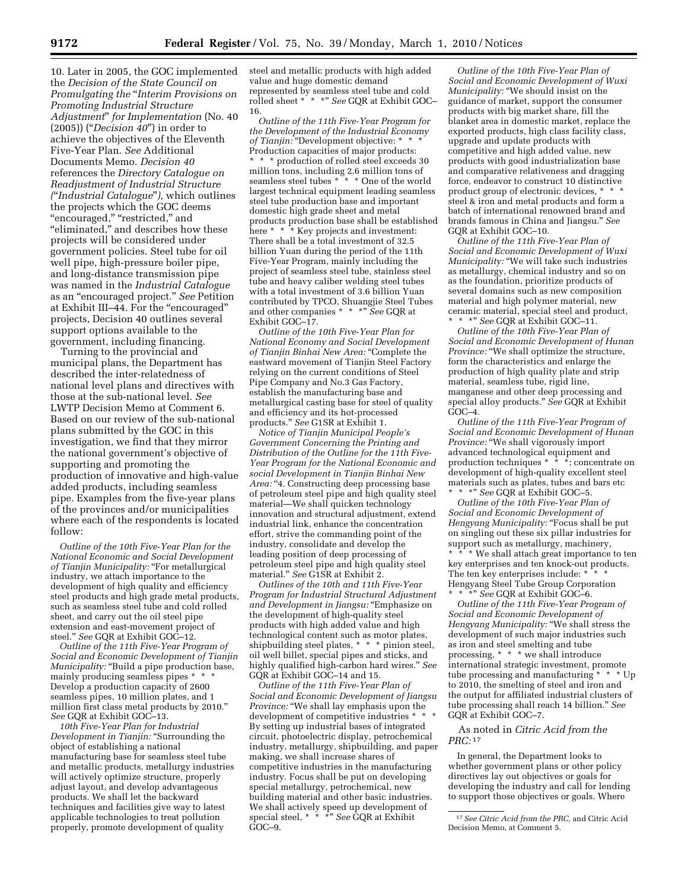10. Later in 2005, the GOC implemented the *Decision of the State Council on Promulgating the "Interim Provisions on Promoting Industrial Structure Adjustment" for Implementation* (No. 40 (2005)) ("*Decision 40*") in order to achieve the objectives of the Eleventh Five-Year Plan. *See* Additional Documents Memo. *Decision 40* references the *Directory Catalogue on Readjustment of Industrial Structure ("Industrial Catalogue"),* which outlines the projects which the GOC deems "encouraged," "restricted," and "eliminated," and describes how these projects will be considered under government policies. Steel tube for oil well pipe, high-pressure boiler pipe, and long-distance transmission pipe was named in the *Industrial Catalogue* as an "encouraged project." *See* Petition at Exhibit III–44. For the "encouraged" projects, Decision 40 outlines several support options available to the government, including financing.

Turning to the provincial and municipal plans, the Department has described the inter-relatedness of national level plans and directives with those at the sub-national level. *See* LWTP Decision Memo at Comment 6. Based on our review of the sub-national plans submitted by the GOC in this investigation, we find that they mirror the national government's objective of supporting and promoting the production of innovative and high-value added products, including seamless pipe. Examples from the five-year plans of the provinces and/or municipalities where each of the respondents is located follow:

*Outline of the 10th Five-Year Plan for the National Economic and Social Development of Tianjin Municipality:* "For metallurgical industry, we attach importance to the development of high quality and efficiency steel products and high grade metal products, such as seamless steel tube and cold rolled sheet, and carry out the oil steel pipe extension and east-movement project of steel." *See* GQR at Exhibit GOC–12.

*Outline of the 11th Five-Year Program of Social and Economic Development of Tianjin Municipality:* "Build a pipe production base, mainly producing seamless pipes * * * Develop a production capacity of 2600 seamless pipes, 10 million plates, and 1 million first class metal products by 2010." *See* GQR at Exhibit GOC–13.

*10th Five-Year Plan for Industrial Development in Tianjin:* "Surrounding the object of establishing a national manufacturing base for seamless steel tube and metallic products, metallurgy industries will actively optimize structure, properly adjust layout, and develop advantageous products. We shall let the backward techniques and facilities give way to latest applicable technologies to treat pollution properly, promote development of quality steel and metallic products with high added value and huge domestic demand represented by seamless steel tube and cold rolled sheet * * *" *See* GQR at Exhibit GOC–16.

*Outline of the 11th Five-Year Program for the Development of the Industrial Economy of Tianjin:* "Development objective: * * * Production capacities of major products: * * * production of rolled steel exceeds 30 million tons, including 2.6 million tons of seamless steel tubes * * * One of the world largest technical equipment leading seamless steel tube production base and important domestic high grade sheet and metal products production base shall be established here * * * Key projects and investment: There shall be a total investment of 32.5 billion Yuan during the period of the 11th Five-Year Program, mainly including the project of seamless steel tube, stainless steel tube and heavy caliber welding steel tubes with a total investment of 3.6 billion Yuan contributed by TPCO, Shuangjie Steel Tubes and other companies * * *" *See* GQR at Exhibit GOC–17.

*Outline of the 10th Five-Year Plan for National Economy and Social Development of Tianjin Binhai New Area:* "Complete the eastward movement of Tianjin Steel Factory relying on the current conditions of Steel Pipe Company and No.3 Gas Factory, establish the manufacturing base and metallurgical casting base for steel of quality and efficiency and its hot-processed products." *See* G1SR at Exhibit 1.

*Notice of Tianjin Municipal People's Government Concerning the Printing and Distribution of the Outline for the 11th Five-Year Program for the National Economic and social Development in Tianjin Binhai New Area:* "4. Constructing deep processing base of petroleum steel pipe and high quality steel material—We shall quicken technology innovation and structural adjustment, extend industrial link, enhance the concentration effort, strive the commanding point of the industry, consolidate and develop the leading position of deep processing of petroleum steel pipe and high quality steel material." *See* G1SR at Exhibit 2.

*Outlines of the 10th and 11th Five-Year Program for Industrial Structural Adjustment and Development in Jiangsu:* "Emphasize on the development of high-quality steel products with high added value and high technological content such as motor plates, shipbuilding steel plates, * * * pinion steel, oil well billet, special pipes and sticks, and highly qualified high-carbon hard wires." *See* GQR at Exhibit GOC–14 and 15.

*Outline of the 11th Five-Year Plan of Social and Economic Development of Jiangsu Province:* "We shall lay emphasis upon the development of competitive industries * * * By setting up industrial bases of integrated circuit, photoelectric display, petrochemical industry, metallurgy, shipbuilding, and paper making, we shall increase shares of competitive industries in the manufacturing industry. Focus shall be put on developing special metallurgy, petrochemical, new building material and other basic industries. We shall actively speed up development of special steel, * * *" *See* GQR at Exhibit GOC–9.

*Outline of the 10th Five-Year Plan of Social and Economic Development of Wuxi Municipality:* "We should insist on the guidance of market, support the consumer products with big market share, fill the blanket area in domestic market, replace the exported products, high class facility class, upgrade and update products with competitive and high added value, new products with good industrialization base and comparative relativeness and dragging force, endeavor to construct 10 distinctive product group of electronic devices, * * * steel & iron and metal products and form a batch of international renowned brand and brands famous in China and Jiangsu." *See* GQR at Exhibit GOC–10.

*Outline of the 11th Five-Year Plan of Social and Economic Development of Wuxi Municipality:* "We will take such industries as metallurgy, chemical industry and so on as the foundation, prioritize products of several domains such as new composition material and high polymer material, new ceramic material, special steel and product, * * *" *See* GQR at Exhibit GOC–11.

*Outline of the 10th Five-Year Plan of Social and Economic Development of Hunan Province:* "We shall optimize the structure, form the characteristics and enlarge the production of high quality plate and strip material, seamless tube, rigid line, manganese and other deep processing and special alloy products." *See* GQR at Exhibit GOC–4.

*Outline of the 11th Five-Year Program of Social and Economic Development of Hunan Province:* "We shall vigorously import advanced technological equipment and production techniques * * *; concentrate on development of high-quality excellent steel materials such as plates, tubes and bars etc * * *" *See* GQR at Exhibit GOC–5.

*Outline of the 10th Five-Year Plan of Social and Economic Development of Hengyang Municipality:* "Focus shall be put on singling out these six pillar industries for support such as metallurgy, machinery, * * * We shall attach great importance to ten key enterprises and ten knock-out products. The ten key enterprises include: * * * Hengyang Steel Tube Group Corporation * * *" *See* GQR at Exhibit GOC–6.

*Outline of the 11th Five-Year Program of Social and Economic Development of Hengyang Municipality:* "We shall stress the development of such major industries such as iron and steel smelting and tube processing, * * * we shall introduce international strategic investment, promote tube processing and manufacturing * * * Up to 2010, the smelting of steel and iron and the output for affiliated industrial clusters of tube processing shall reach 14 billion." *See* GQR at Exhibit GOC–7.

As noted in *Citric Acid from the PRC:*[17]

In general, the Department looks to whether government plans or other policy directives lay out objectives or goals for developing the industry and call for lending to support those objectives or goals. Where

[17] *See Citric Acid from the PRC,* and Citric Acid Decision Memo, at Comment 5.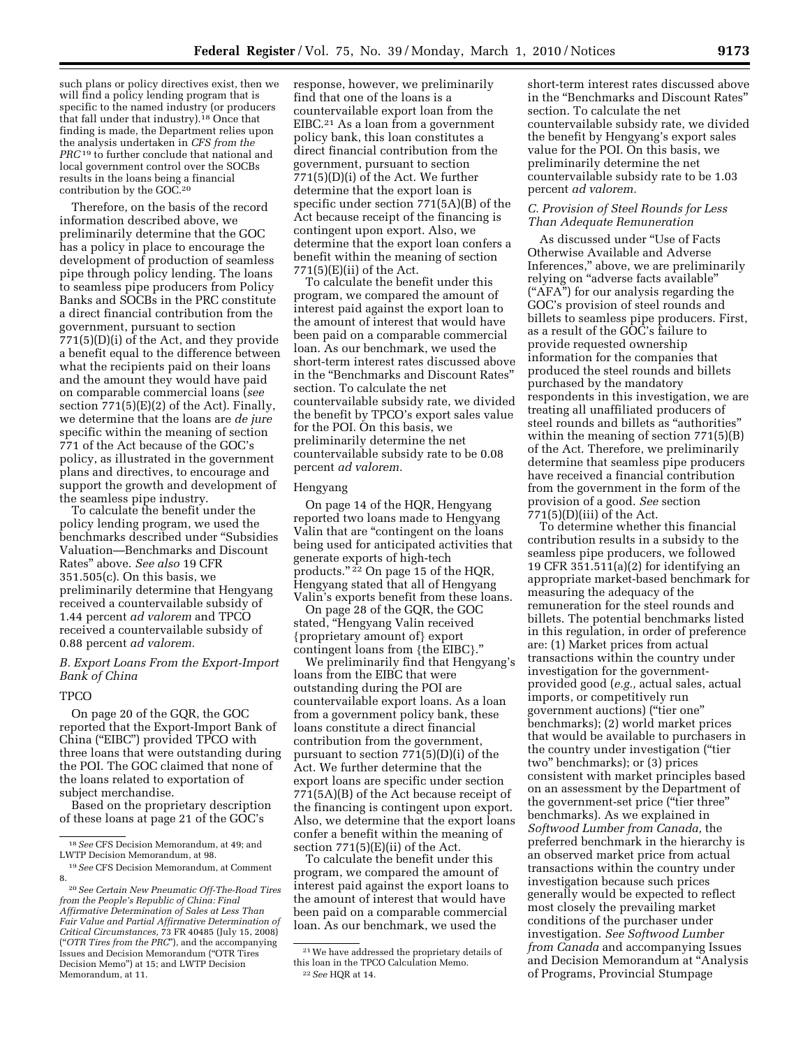such plans or policy directives exist, then we will find a policy lending program that is specific to the named industry (or producers that fall under that industry).[18] Once that finding is made, the Department relies upon the analysis undertaken in *CFS from the PRC*[19] to further conclude that national and local government control over the SOCBs results in the loans being a financial contribution by the GOC.[20]

Therefore, on the basis of the record information described above, we preliminarily determine that the GOC has a policy in place to encourage the development of production of seamless pipe through policy lending. The loans to seamless pipe producers from Policy Banks and SOCBs in the PRC constitute a direct financial contribution from the government, pursuant to section 771(5)(D)(i) of the Act, and they provide a benefit equal to the difference between what the recipients paid on their loans and the amount they would have paid on comparable commercial loans (*see* section 771(5)(E)(2) of the Act). Finally, we determine that the loans are *de jure* specific within the meaning of section 771 of the Act because of the GOC's policy, as illustrated in the government plans and directives, to encourage and support the growth and development of the seamless pipe industry.

To calculate the benefit under the policy lending program, we used the benchmarks described under "Subsidies Valuation—Benchmarks and Discount Rates" above. *See also* 19 CFR 351.505(c). On this basis, we preliminarily determine that Hengyang received a countervailable subsidy of 1.44 percent *ad valorem* and TPCO received a countervailable subsidy of 0.88 percent *ad valorem.*

### *B. Export Loans From the Export-Import Bank of China*

TPCO

On page 20 of the GQR, the GOC reported that the Export-Import Bank of China ("EIBC") provided TPCO with three loans that were outstanding during the POI. The GOC claimed that none of the loans related to exportation of subject merchandise.

Based on the proprietary description of these loans at page 21 of the GOC's response, however, we preliminarily find that one of the loans is a countervailable export loan from the EIBC.[21] As a loan from a government policy bank, this loan constitutes a direct financial contribution from the government, pursuant to section 771(5)(D)(i) of the Act. We further determine that the export loan is specific under section 771(5A)(B) of the Act because receipt of the financing is contingent upon export. Also, we determine that the export loan confers a benefit within the meaning of section 771(5)(E)(ii) of the Act.

To calculate the benefit under this program, we compared the amount of interest paid against the export loan to the amount of interest that would have been paid on a comparable commercial loan. As our benchmark, we used the short-term interest rates discussed above in the "Benchmarks and Discount Rates" section. To calculate the net countervailable subsidy rate, we divided the benefit by TPCO's export sales value for the POI. On this basis, we preliminarily determine the net countervailable subsidy rate to be 0.08 percent *ad valorem.*

Hengyang

On page 14 of the HQR, Hengyang reported two loans made to Hengyang Valin that are "contingent on the loans being used for anticipated activities that generate exports of high-tech products."[22] On page 15 of the HQR, Hengyang stated that all of Hengyang Valin's exports benefit from these loans.

On page 28 of the GQR, the GOC stated, "Hengyang Valin received {proprietary amount of} export contingent loans from {the EIBC}."

We preliminarily find that Hengyang's loans from the EIBC that were outstanding during the POI are countervailable export loans. As a loan from a government policy bank, these loans constitute a direct financial contribution from the government, pursuant to section 771(5)(D)(i) of the Act. We further determine that the export loans are specific under section 771(5A)(B) of the Act because receipt of the financing is contingent upon export. Also, we determine that the export loans confer a benefit within the meaning of section 771(5)(E)(ii) of the Act.

To calculate the benefit under this program, we compared the amount of interest paid against the export loans to the amount of interest that would have been paid on a comparable commercial loan. As our benchmark, we used the short-term interest rates discussed above in the "Benchmarks and Discount Rates" section. To calculate the net countervailable subsidy rate, we divided the benefit by Hengyang's export sales value for the POI. On this basis, we preliminarily determine the net countervailable subsidy rate to be 1.03 percent *ad valorem.*

### *C. Provision of Steel Rounds for Less Than Adequate Remuneration*

As discussed under "Use of Facts Otherwise Available and Adverse Inferences," above, we are preliminarily relying on "adverse facts available" ("AFA") for our analysis regarding the GOC's provision of steel rounds and billets to seamless pipe producers. First, as a result of the GOC's failure to provide requested ownership information for the companies that produced the steel rounds and billets purchased by the mandatory respondents in this investigation, we are treating all unaffiliated producers of steel rounds and billets as "authorities" within the meaning of section 771(5)(B) of the Act. Therefore, we preliminarily determine that seamless pipe producers have received a financial contribution from the government in the form of the provision of a good. *See* section 771(5)(D)(iii) of the Act.

To determine whether this financial contribution results in a subsidy to the seamless pipe producers, we followed 19 CFR 351.511(a)(2) for identifying an appropriate market-based benchmark for measuring the adequacy of the remuneration for the steel rounds and billets. The potential benchmarks listed in this regulation, in order of preference are: (1) Market prices from actual transactions within the country under investigation for the government-provided good (*e.g.,* actual sales, actual imports, or competitively run government auctions) ("tier one" benchmarks); (2) world market prices that would be available to purchasers in the country under investigation ("tier two" benchmarks); or (3) prices consistent with market principles based on an assessment by the Department of the government-set price ("tier three" benchmarks). As we explained in *Softwood Lumber from Canada,* the preferred benchmark in the hierarchy is an observed market price from actual transactions within the country under investigation because such prices generally would be expected to reflect most closely the prevailing market conditions of the purchaser under investigation. *See Softwood Lumber from Canada* and accompanying Issues and Decision Memorandum at "Analysis of Programs, Provincial Stumpage

---

[18] *See* CFS Decision Memorandum, at 49; and LWTP Decision Memorandum, at 98.

[19] *See* CFS Decision Memorandum, at Comment 8.

[20] *See Certain New Pneumatic Off-The-Road Tires from the People's Republic of China: Final Affirmative Determination of Sales at Less Than Fair Value and Partial Affirmative Determination of Critical Circumstances,* 73 FR 40485 (July 15, 2008) ("*OTR Tires from the PRC*"), and the accompanying Issues and Decision Memorandum ("OTR Tires Decision Memo") at 15; and LWTP Decision Memorandum, at 11.

[21] We have addressed the proprietary details of this loan in the TPCO Calculation Memo.

[22] *See* HQR at 14.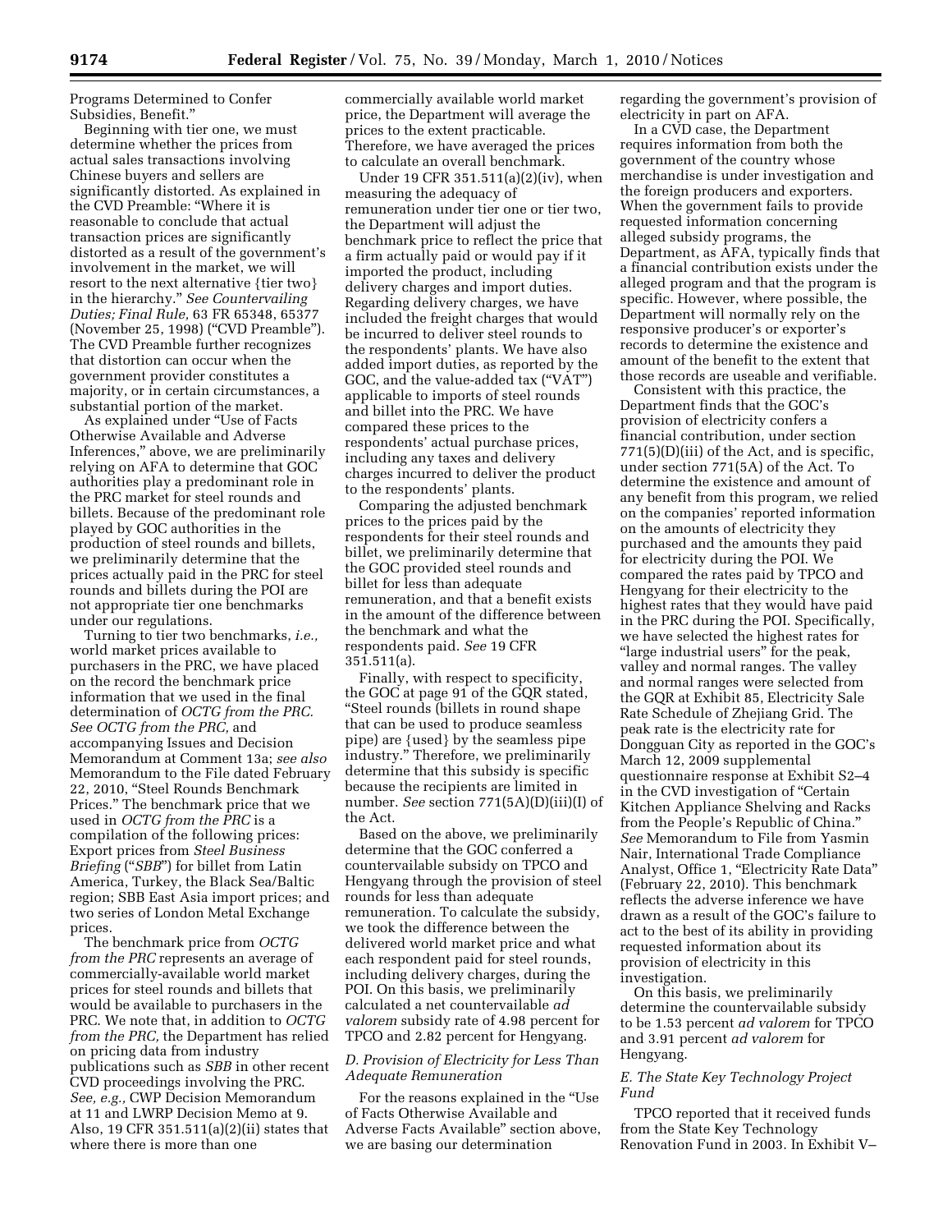Programs Determined to Confer Subsidies, Benefit."

Beginning with tier one, we must determine whether the prices from actual sales transactions involving Chinese buyers and sellers are significantly distorted. As explained in the CVD Preamble: "Where it is reasonable to conclude that actual transaction prices are significantly distorted as a result of the government's involvement in the market, we will resort to the next alternative {tier two} in the hierarchy." *See Countervailing Duties; Final Rule,* 63 FR 65348, 65377 (November 25, 1998) ("CVD Preamble"). The CVD Preamble further recognizes that distortion can occur when the government provider constitutes a majority, or in certain circumstances, a substantial portion of the market.

As explained under "Use of Facts Otherwise Available and Adverse Inferences," above, we are preliminarily relying on AFA to determine that GOC authorities play a predominant role in the PRC market for steel rounds and billets. Because of the predominant role played by GOC authorities in the production of steel rounds and billets, we preliminarily determine that the prices actually paid in the PRC for steel rounds and billets during the POI are not appropriate tier one benchmarks under our regulations.

Turning to tier two benchmarks, *i.e.,* world market prices available to purchasers in the PRC, we have placed on the record the benchmark price information that we used in the final determination of *OCTG from the PRC. See OCTG from the PRC,* and accompanying Issues and Decision Memorandum at Comment 13a; *see also* Memorandum to the File dated February 22, 2010, "Steel Rounds Benchmark Prices." The benchmark price that we used in *OCTG from the PRC* is a compilation of the following prices: Export prices from *Steel Business Briefing* ("*SBB*") for billet from Latin America, Turkey, the Black Sea/Baltic region; SBB East Asia import prices; and two series of London Metal Exchange prices.

The benchmark price from *OCTG from the PRC* represents an average of commercially-available world market prices for steel rounds and billets that would be available to purchasers in the PRC. We note that, in addition to *OCTG from the PRC,* the Department has relied on pricing data from industry publications such as *SBB* in other recent CVD proceedings involving the PRC. *See, e.g.,* CWP Decision Memorandum at 11 and LWRP Decision Memo at 9. Also, 19 CFR 351.511(a)(2)(ii) states that where there is more than one commercially available world market price, the Department will average the prices to the extent practicable. Therefore, we have averaged the prices to calculate an overall benchmark.

Under 19 CFR 351.511(a)(2)(iv), when measuring the adequacy of remuneration under tier one or tier two, the Department will adjust the benchmark price to reflect the price that a firm actually paid or would pay if it imported the product, including delivery charges and import duties. Regarding delivery charges, we have included the freight charges that would be incurred to deliver steel rounds to the respondents' plants. We have also added import duties, as reported by the GOC, and the value-added tax ("VAT") applicable to imports of steel rounds and billet into the PRC. We have compared these prices to the respondents' actual purchase prices, including any taxes and delivery charges incurred to deliver the product to the respondents' plants.

Comparing the adjusted benchmark prices to the prices paid by the respondents for their steel rounds and billet, we preliminarily determine that the GOC provided steel rounds and billet for less than adequate remuneration, and that a benefit exists in the amount of the difference between the benchmark and what the respondents paid. *See* 19 CFR 351.511(a).

Finally, with respect to specificity, the GOC at page 91 of the GQR stated, "Steel rounds (billets in round shape that can be used to produce seamless pipe) are {used} by the seamless pipe industry." Therefore, we preliminarily determine that this subsidy is specific because the recipients are limited in number. *See* section 771(5A)(D)(iii)(I) of the Act.

Based on the above, we preliminarily determine that the GOC conferred a countervailable subsidy on TPCO and Hengyang through the provision of steel rounds for less than adequate remuneration. To calculate the subsidy, we took the difference between the delivered world market price and what each respondent paid for steel rounds, including delivery charges, during the POI. On this basis, we preliminarily calculated a net countervailable *ad valorem* subsidy rate of 4.98 percent for TPCO and 2.82 percent for Hengyang.

### *D. Provision of Electricity for Less Than Adequate Remuneration*

For the reasons explained in the "Use of Facts Otherwise Available and Adverse Facts Available" section above, we are basing our determination regarding the government's provision of electricity in part on AFA.

In a CVD case, the Department requires information from both the government of the country whose merchandise is under investigation and the foreign producers and exporters. When the government fails to provide requested information concerning alleged subsidy programs, the Department, as AFA, typically finds that a financial contribution exists under the alleged program and that the program is specific. However, where possible, the Department will normally rely on the responsive producer's or exporter's records to determine the existence and amount of the benefit to the extent that those records are useable and verifiable.

Consistent with this practice, the Department finds that the GOC's provision of electricity confers a financial contribution, under section 771(5)(D)(iii) of the Act, and is specific, under section 771(5A) of the Act. To determine the existence and amount of any benefit from this program, we relied on the companies' reported information on the amounts of electricity they purchased and the amounts they paid for electricity during the POI. We compared the rates paid by TPCO and Hengyang for their electricity to the highest rates that they would have paid in the PRC during the POI. Specifically, we have selected the highest rates for "large industrial users" for the peak, valley and normal ranges. The valley and normal ranges were selected from the GQR at Exhibit 85, Electricity Sale Rate Schedule of Zhejiang Grid. The peak rate is the electricity rate for Dongguan City as reported in the GOC's March 12, 2009 supplemental questionnaire response at Exhibit S2–4 in the CVD investigation of "Certain Kitchen Appliance Shelving and Racks from the People's Republic of China." *See* Memorandum to File from Yasmin Nair, International Trade Compliance Analyst, Office 1, "Electricity Rate Data" (February 22, 2010). This benchmark reflects the adverse inference we have drawn as a result of the GOC's failure to act to the best of its ability in providing requested information about its provision of electricity in this investigation.

On this basis, we preliminarily determine the countervailable subsidy to be 1.53 percent *ad valorem* for TPCO and 3.91 percent *ad valorem* for Hengyang.

### *E. The State Key Technology Project Fund*

TPCO reported that it received funds from the State Key Technology Renovation Fund in 2003. In Exhibit V–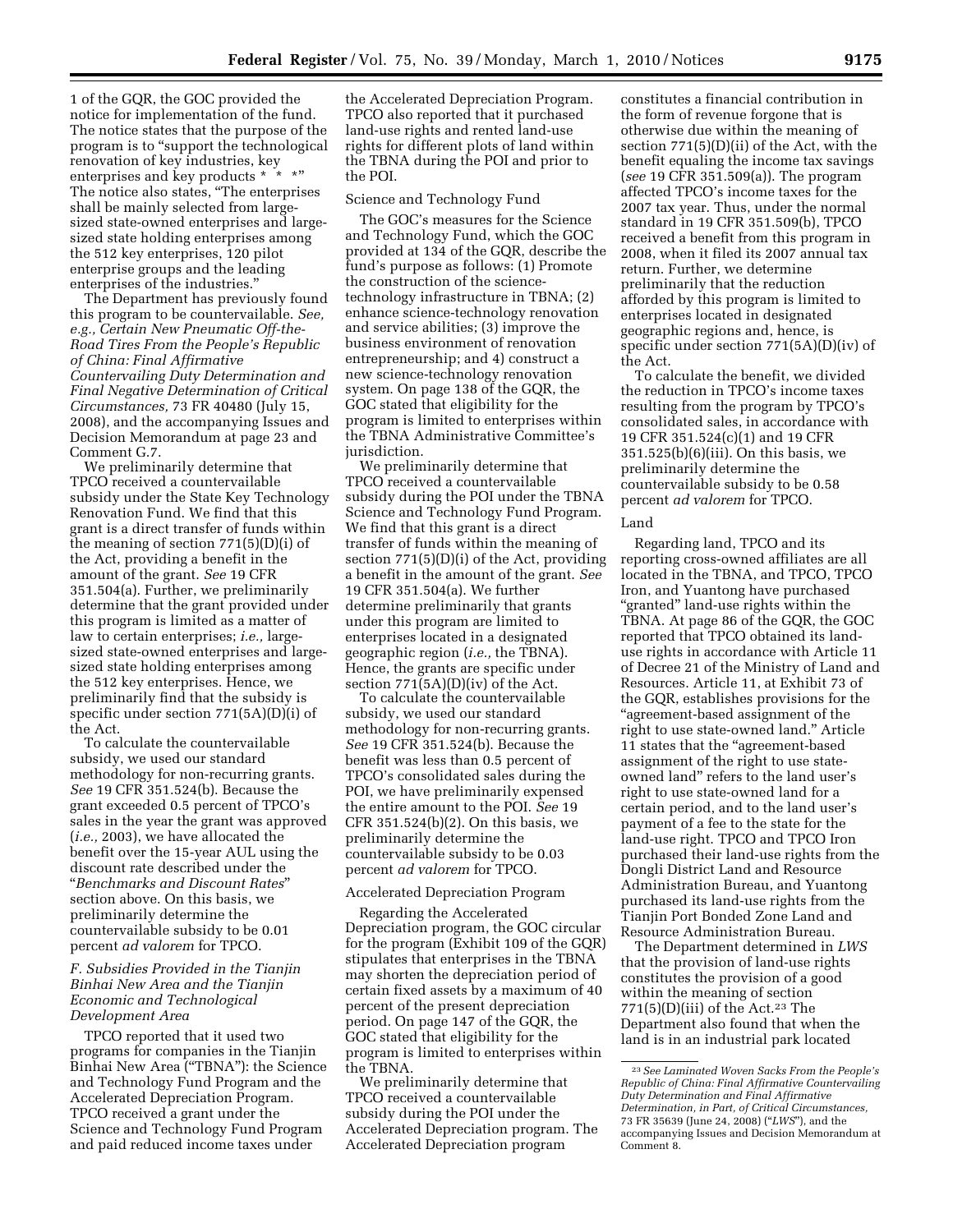1 of the GQR, the GOC provided the notice for implementation of the fund. The notice states that the purpose of the program is to "support the technological renovation of key industries, key enterprises and key products * * *" The notice also states, "The enterprises shall be mainly selected from large-sized state-owned enterprises and large-sized state holding enterprises among the 512 key enterprises, 120 pilot enterprise groups and the leading enterprises of the industries."

The Department has previously found this program to be countervailable. *See, e.g., Certain New Pneumatic Off-the-Road Tires From the People's Republic of China: Final Affirmative Countervailing Duty Determination and Final Negative Determination of Critical Circumstances,* 73 FR 40480 (July 15, 2008), and the accompanying Issues and Decision Memorandum at page 23 and Comment G.7.

We preliminarily determine that TPCO received a countervailable subsidy under the State Key Technology Renovation Fund. We find that this grant is a direct transfer of funds within the meaning of section 771(5)(D)(i) of the Act, providing a benefit in the amount of the grant. *See* 19 CFR 351.504(a). Further, we preliminarily determine that the grant provided under this program is limited as a matter of law to certain enterprises; *i.e.,* large-sized state-owned enterprises and large-sized state holding enterprises among the 512 key enterprises. Hence, we preliminarily find that the subsidy is specific under section 771(5A)(D)(i) of the Act.

To calculate the countervailable subsidy, we used our standard methodology for non-recurring grants. *See* 19 CFR 351.524(b). Because the grant exceeded 0.5 percent of TPCO's sales in the year the grant was approved (*i.e.,* 2003), we have allocated the benefit over the 15-year AUL using the discount rate described under the "*Benchmarks and Discount Rates*" section above. On this basis, we preliminarily determine the countervailable subsidy to be 0.01 percent *ad valorem* for TPCO.

### F. Subsidies Provided in the Tianjin Binhai New Area and the Tianjin Economic and Technological Development Area

TPCO reported that it used two programs for companies in the Tianjin Binhai New Area ("TBNA"): the Science and Technology Fund Program and the Accelerated Depreciation Program. TPCO received a grant under the Science and Technology Fund Program and paid reduced income taxes under the Accelerated Depreciation Program. TPCO also reported that it purchased land-use rights and rented land-use rights for different plots of land within the TBNA during the POI and prior to the POI.

#### Science and Technology Fund

The GOC's measures for the Science and Technology Fund, which the GOC provided at 134 of the GQR, describe the fund's purpose as follows: (1) Promote the construction of the science-technology infrastructure in TBNA; (2) enhance science-technology renovation and service abilities; (3) improve the business environment of renovation entrepreneurship; and 4) construct a new science-technology renovation system. On page 138 of the GQR, the GOC stated that eligibility for the program is limited to enterprises within the TBNA Administrative Committee's jurisdiction.

We preliminarily determine that TPCO received a countervailable subsidy during the POI under the TBNA Science and Technology Fund Program. We find that this grant is a direct transfer of funds within the meaning of section 771(5)(D)(i) of the Act, providing a benefit in the amount of the grant. *See* 19 CFR 351.504(a). We further determine preliminarily that grants under this program are limited to enterprises located in a designated geographic region (*i.e.,* the TBNA). Hence, the grants are specific under section 771(5A)(D)(iv) of the Act.

To calculate the countervailable subsidy, we used our standard methodology for non-recurring grants. *See* 19 CFR 351.524(b). Because the benefit was less than 0.5 percent of TPCO's consolidated sales during the POI, we have preliminarily expensed the entire amount to the POI. *See* 19 CFR 351.524(b)(2). On this basis, we preliminarily determine the countervailable subsidy to be 0.03 percent *ad valorem* for TPCO.

#### Accelerated Depreciation Program

Regarding the Accelerated Depreciation program, the GOC circular for the program (Exhibit 109 of the GQR) stipulates that enterprises in the TBNA may shorten the depreciation period of certain fixed assets by a maximum of 40 percent of the present depreciation period. On page 147 of the GQR, the GOC stated that eligibility for the program is limited to enterprises within the TBNA.

We preliminarily determine that TPCO received a countervailable subsidy during the POI under the Accelerated Depreciation program. The Accelerated Depreciation program constitutes a financial contribution in the form of revenue forgone that is otherwise due within the meaning of section 771(5)(D)(ii) of the Act, with the benefit equaling the income tax savings (*see* 19 CFR 351.509(a)). The program affected TPCO's income taxes for the 2007 tax year. Thus, under the normal standard in 19 CFR 351.509(b), TPCO received a benefit from this program in 2008, when it filed its 2007 annual tax return. Further, we determine preliminarily that the reduction afforded by this program is limited to enterprises located in designated geographic regions and, hence, is specific under section 771(5A)(D)(iv) of the Act.

To calculate the benefit, we divided the reduction in TPCO's income taxes resulting from the program by TPCO's consolidated sales, in accordance with 19 CFR 351.524(c)(1) and 19 CFR 351.525(b)(6)(iii). On this basis, we preliminarily determine the countervailable subsidy to be 0.58 percent *ad valorem* for TPCO.

#### Land

Regarding land, TPCO and its reporting cross-owned affiliates are all located in the TBNA, and TPCO, TPCO Iron, and Yuantong have purchased "granted" land-use rights within the TBNA. At page 86 of the GQR, the GOC reported that TPCO obtained its land-use rights in accordance with Article 11 of Decree 21 of the Ministry of Land and Resources. Article 11, at Exhibit 73 of the GQR, establishes provisions for the "agreement-based assignment of the right to use state-owned land." Article 11 states that the "agreement-based assignment of the right to use state-owned land" refers to the land user's right to use state-owned land for a certain period, and to the land user's payment of a fee to the state for the land-use right. TPCO and TPCO Iron purchased their land-use rights from the Dongli District Land and Resource Administration Bureau, and Yuantong purchased its land-use rights from the Tianjin Port Bonded Zone Land and Resource Administration Bureau.

The Department determined in *LWS* that the provision of land-use rights constitutes the provision of a good within the meaning of section 771(5)(D)(iii) of the Act.[23] The Department also found that when the land is in an industrial park located

[23] *See Laminated Woven Sacks From the People's Republic of China: Final Affirmative Countervailing Duty Determination and Final Affirmative Determination, in Part, of Critical Circumstances,* 73 FR 35639 (June 24, 2008) ("*LWS*"), and the accompanying Issues and Decision Memorandum at Comment 8.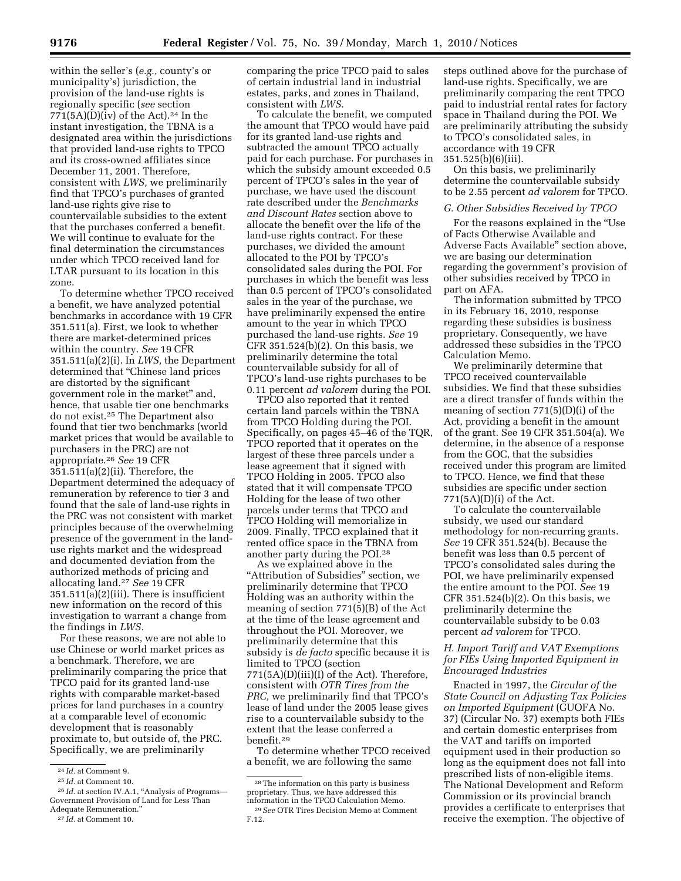within the seller's (*e.g.,* county's or municipality's) jurisdiction, the provision of the land-use rights is regionally specific (*see* section 771(5A)(D)(iv) of the Act).[24] In the instant investigation, the TBNA is a designated area within the jurisdictions that provided land-use rights to TPCO and its cross-owned affiliates since December 11, 2001. Therefore, consistent with *LWS,* we preliminarily find that TPCO's purchases of granted land-use rights give rise to countervailable subsidies to the extent that the purchases conferred a benefit. We will continue to evaluate for the final determination the circumstances under which TPCO received land for LTAR pursuant to its location in this zone.

To determine whether TPCO received a benefit, we have analyzed potential benchmarks in accordance with 19 CFR 351.511(a). First, we look to whether there are market-determined prices within the country. *See* 19 CFR 351.511(a)(2)(i). In *LWS,* the Department determined that "Chinese land prices are distorted by the significant government role in the market" and, hence, that usable tier one benchmarks do not exist.[25] The Department also found that tier two benchmarks (world market prices that would be available to purchasers in the PRC) are not appropriate.[26] *See* 19 CFR 351.511(a)(2)(ii). Therefore, the Department determined the adequacy of remuneration by reference to tier 3 and found that the sale of land-use rights in the PRC was not consistent with market principles because of the overwhelming presence of the government in the land-use rights market and the widespread and documented deviation from the authorized methods of pricing and allocating land.[27] *See* 19 CFR 351.511(a)(2)(iii). There is insufficient new information on the record of this investigation to warrant a change from the findings in *LWS.*

For these reasons, we are not able to use Chinese or world market prices as a benchmark. Therefore, we are preliminarily comparing the price that TPCO paid for its granted land-use rights with comparable market-based prices for land purchases in a country at a comparable level of economic development that is reasonably proximate to, but outside of, the PRC. Specifically, we are preliminarily comparing the price TPCO paid to sales of certain industrial land in industrial estates, parks, and zones in Thailand, consistent with *LWS.*

To calculate the benefit, we computed the amount that TPCO would have paid for its granted land-use rights and subtracted the amount TPCO actually paid for each purchase. For purchases in which the subsidy amount exceeded 0.5 percent of TPCO's sales in the year of purchase, we have used the discount rate described under the *Benchmarks and Discount Rates* section above to allocate the benefit over the life of the land-use rights contract. For these purchases, we divided the amount allocated to the POI by TPCO's consolidated sales during the POI. For purchases in which the benefit was less than 0.5 percent of TPCO's consolidated sales in the year of the purchase, we have preliminarily expensed the entire amount to the year in which TPCO purchased the land-use rights. *See* 19 CFR 351.524(b)(2). On this basis, we preliminarily determine the total countervailable subsidy for all of TPCO's land-use rights purchases to be 0.11 percent *ad valorem* during the POI.

TPCO also reported that it rented certain land parcels within the TBNA from TPCO Holding during the POI. Specifically, on pages 45–46 of the TQR, TPCO reported that it operates on the largest of these three parcels under a lease agreement that it signed with TPCO Holding in 2005. TPCO also stated that it will compensate TPCO Holding for the lease of two other parcels under terms that TPCO and TPCO Holding will memorialize in 2009. Finally, TPCO explained that it rented office space in the TBNA from another party during the POI.[28]

As we explained above in the "Attribution of Subsidies" section, we preliminarily determine that TPCO Holding was an authority within the meaning of section 771(5)(B) of the Act at the time of the lease agreement and throughout the POI. Moreover, we preliminarily determine that this subsidy is *de facto* specific because it is limited to TPCO (section 771(5A)(D)(iii)(I) of the Act). Therefore, consistent with *OTR Tires from the PRC,* we preliminarily find that TPCO's lease of land under the 2005 lease gives rise to a countervailable subsidy to the extent that the lease conferred a benefit.[29]

To determine whether TPCO received a benefit, we are following the same steps outlined above for the purchase of land-use rights. Specifically, we are preliminarily comparing the rent TPCO paid to industrial rental rates for factory space in Thailand during the POI. We are preliminarily attributing the subsidy to TPCO's consolidated sales, in accordance with 19 CFR 351.525(b)(6)(iii).

On this basis, we preliminarily determine the countervailable subsidy to be 2.55 percent *ad valorem* for TPCO.

*G. Other Subsidies Received by TPCO*

For the reasons explained in the "Use of Facts Otherwise Available and Adverse Facts Available" section above, we are basing our determination regarding the government's provision of other subsidies received by TPCO in part on AFA.

The information submitted by TPCO in its February 16, 2010, response regarding these subsidies is business proprietary. Consequently, we have addressed these subsidies in the TPCO Calculation Memo.

We preliminarily determine that TPCO received countervailable subsidies. We find that these subsidies are a direct transfer of funds within the meaning of section 771(5)(D)(i) of the Act, providing a benefit in the amount of the grant. See 19 CFR 351.504(a). We determine, in the absence of a response from the GOC, that the subsidies received under this program are limited to TPCO. Hence, we find that these subsidies are specific under section 771(5A)(D)(i) of the Act.

To calculate the countervailable subsidy, we used our standard methodology for non-recurring grants. *See* 19 CFR 351.524(b). Because the benefit was less than 0.5 percent of TPCO's consolidated sales during the POI, we have preliminarily expensed the entire amount to the POI. *See* 19 CFR 351.524(b)(2). On this basis, we preliminarily determine the countervailable subsidy to be 0.03 percent *ad valorem* for TPCO.

*H. Import Tariff and VAT Exemptions for FIEs Using Imported Equipment in Encouraged Industries*

Enacted in 1997, the *Circular of the State Council on Adjusting Tax Policies on Imported Equipment* (GUOFA No. 37) (Circular No. 37) exempts both FIEs and certain domestic enterprises from the VAT and tariffs on imported equipment used in their production so long as the equipment does not fall into prescribed lists of non-eligible items. The National Development and Reform Commission or its provincial branch provides a certificate to enterprises that receive the exemption. The objective of

---

[24] *Id.* at Comment 9.

[25] *Id.* at Comment 10.

[26] *Id.* at section IV.A.1, "Analysis of Programs—Government Provision of Land for Less Than Adequate Remuneration."

[27] *Id.* at Comment 10.

[28] The information on this party is business proprietary. Thus, we have addressed this information in the TPCO Calculation Memo.

[29] *See* OTR Tires Decision Memo at Comment F.12.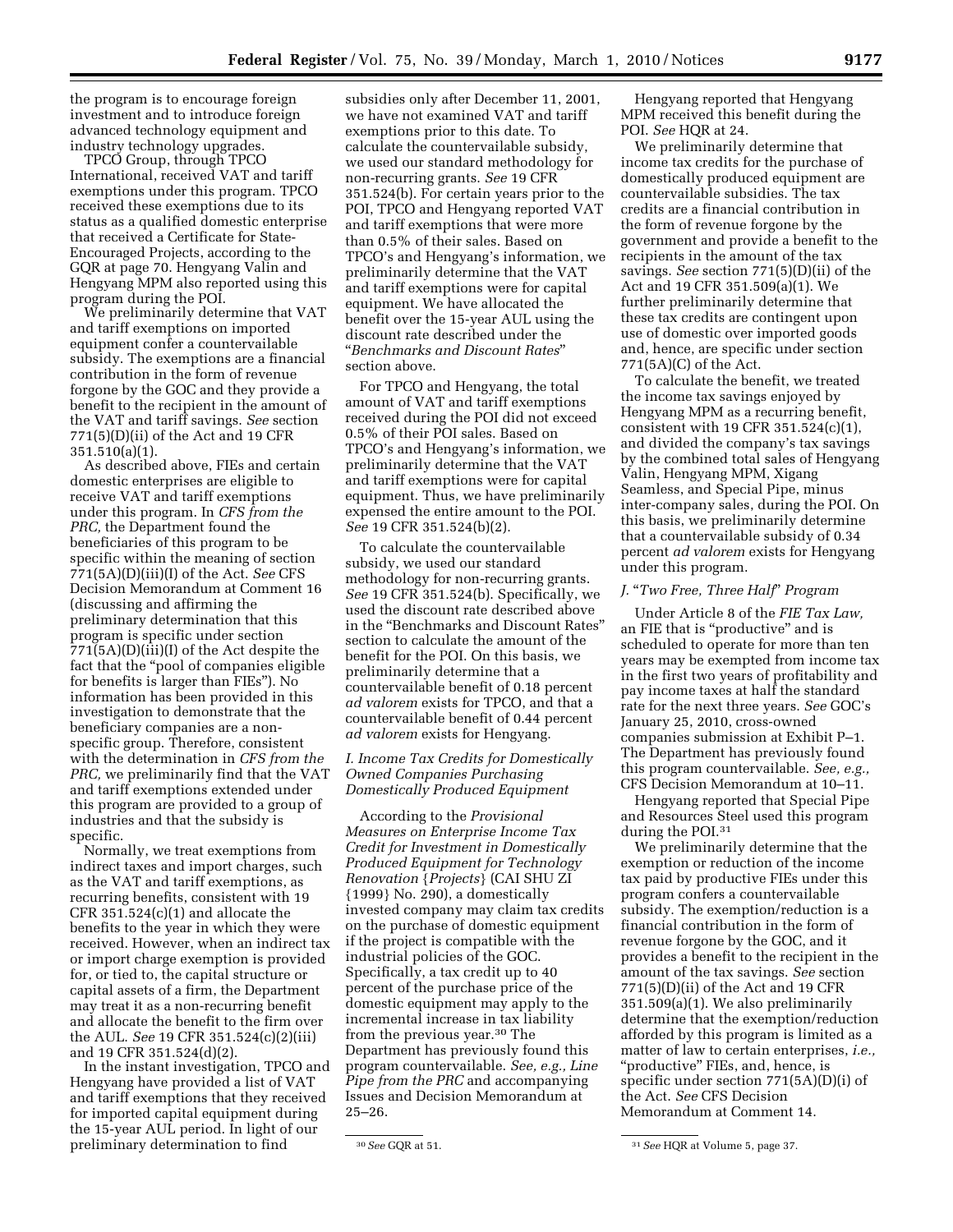the program is to encourage foreign investment and to introduce foreign advanced technology equipment and industry technology upgrades.

TPCO Group, through TPCO International, received VAT and tariff exemptions under this program. TPCO received these exemptions due to its status as a qualified domestic enterprise that received a Certificate for State-Encouraged Projects, according to the GQR at page 70. Hengyang Valin and Hengyang MPM also reported using this program during the POI.

We preliminarily determine that VAT and tariff exemptions on imported equipment confer a countervailable subsidy. The exemptions are a financial contribution in the form of revenue forgone by the GOC and they provide a benefit to the recipient in the amount of the VAT and tariff savings. *See* section 771(5)(D)(ii) of the Act and 19 CFR 351.510(a)(1).

As described above, FIEs and certain domestic enterprises are eligible to receive VAT and tariff exemptions under this program. In *CFS from the PRC,* the Department found the beneficiaries of this program to be specific within the meaning of section 771(5A)(D)(iii)(I) of the Act. *See* CFS Decision Memorandum at Comment 16 (discussing and affirming the preliminary determination that this program is specific under section 771(5A)(D)(iii)(I) of the Act despite the fact that the "pool of companies eligible for benefits is larger than FIEs"). No information has been provided in this investigation to demonstrate that the beneficiary companies are a non-specific group. Therefore, consistent with the determination in *CFS from the PRC,* we preliminarily find that the VAT and tariff exemptions extended under this program are provided to a group of industries and that the subsidy is specific.

Normally, we treat exemptions from indirect taxes and import charges, such as the VAT and tariff exemptions, as recurring benefits, consistent with 19 CFR 351.524(c)(1) and allocate the benefits to the year in which they were received. However, when an indirect tax or import charge exemption is provided for, or tied to, the capital structure or capital assets of a firm, the Department may treat it as a non-recurring benefit and allocate the benefit to the firm over the AUL. *See* 19 CFR 351.524(c)(2)(iii) and 19 CFR 351.524(d)(2).

In the instant investigation, TPCO and Hengyang have provided a list of VAT and tariff exemptions that they received for imported capital equipment during the 15-year AUL period. In light of our preliminary determination to find subsidies only after December 11, 2001, we have not examined VAT and tariff exemptions prior to this date. To calculate the countervailable subsidy, we used our standard methodology for non-recurring grants. *See* 19 CFR 351.524(b). For certain years prior to the POI, TPCO and Hengyang reported VAT and tariff exemptions that were more than 0.5% of their sales. Based on TPCO's and Hengyang's information, we preliminarily determine that the VAT and tariff exemptions were for capital equipment. We have allocated the benefit over the 15-year AUL using the discount rate described under the "*Benchmarks and Discount Rates*" section above.

For TPCO and Hengyang, the total amount of VAT and tariff exemptions received during the POI did not exceed 0.5% of their POI sales. Based on TPCO's and Hengyang's information, we preliminarily determine that the VAT and tariff exemptions were for capital equipment. Thus, we have preliminarily expensed the entire amount to the POI. *See* 19 CFR 351.524(b)(2).

To calculate the countervailable subsidy, we used our standard methodology for non-recurring grants. *See* 19 CFR 351.524(b). Specifically, we used the discount rate described above in the "Benchmarks and Discount Rates" section to calculate the amount of the benefit for the POI. On this basis, we preliminarily determine that a countervailable benefit of 0.18 percent *ad valorem* exists for TPCO, and that a countervailable benefit of 0.44 percent *ad valorem* exists for Hengyang.

### *I. Income Tax Credits for Domestically Owned Companies Purchasing Domestically Produced Equipment*

According to the *Provisional Measures on Enterprise Income Tax Credit for Investment in Domestically Produced Equipment for Technology Renovation* {*Projects*} (CAI SHU ZI {1999} No. 290), a domestically invested company may claim tax credits on the purchase of domestic equipment if the project is compatible with the industrial policies of the GOC. Specifically, a tax credit up to 40 percent of the purchase price of the domestic equipment may apply to the incremental increase in tax liability from the previous year.[30] The Department has previously found this program countervailable. *See, e.g., Line Pipe from the PRC* and accompanying Issues and Decision Memorandum at 25–26.

Hengyang reported that Hengyang MPM received this benefit during the POI. *See* HQR at 24.

We preliminarily determine that income tax credits for the purchase of domestically produced equipment are countervailable subsidies. The tax credits are a financial contribution in the form of revenue forgone by the government and provide a benefit to the recipients in the amount of the tax savings. *See* section 771(5)(D)(ii) of the Act and 19 CFR 351.509(a)(1). We further preliminarily determine that these tax credits are contingent upon use of domestic over imported goods and, hence, are specific under section 771(5A)(C) of the Act.

To calculate the benefit, we treated the income tax savings enjoyed by Hengyang MPM as a recurring benefit, consistent with 19 CFR 351.524(c)(1), and divided the company's tax savings by the combined total sales of Hengyang Valin, Hengyang MPM, Xigang Seamless, and Special Pipe, minus inter-company sales, during the POI. On this basis, we preliminarily determine that a countervailable subsidy of 0.34 percent *ad valorem* exists for Hengyang under this program.

### *J. "Two Free, Three Half" Program*

Under Article 8 of the *FIE Tax Law,* an FIE that is "productive" and is scheduled to operate for more than ten years may be exempted from income tax in the first two years of profitability and pay income taxes at half the standard rate for the next three years. *See* GOC's January 25, 2010, cross-owned companies submission at Exhibit P–1. The Department has previously found this program countervailable. *See, e.g.,* CFS Decision Memorandum at 10–11.

Hengyang reported that Special Pipe and Resources Steel used this program during the POI.[31]

We preliminarily determine that the exemption or reduction of the income tax paid by productive FIEs under this program confers a countervailable subsidy. The exemption/reduction is a financial contribution in the form of revenue forgone by the GOC, and it provides a benefit to the recipient in the amount of the tax savings. *See* section 771(5)(D)(ii) of the Act and 19 CFR 351.509(a)(1). We also preliminarily determine that the exemption/reduction afforded by this program is limited as a matter of law to certain enterprises, *i.e.,* "productive" FIEs, and, hence, is specific under section 771(5A)(D)(i) of the Act. *See* CFS Decision Memorandum at Comment 14.

[30] *See* GQR at 51.

[31] *See* HQR at Volume 5, page 37.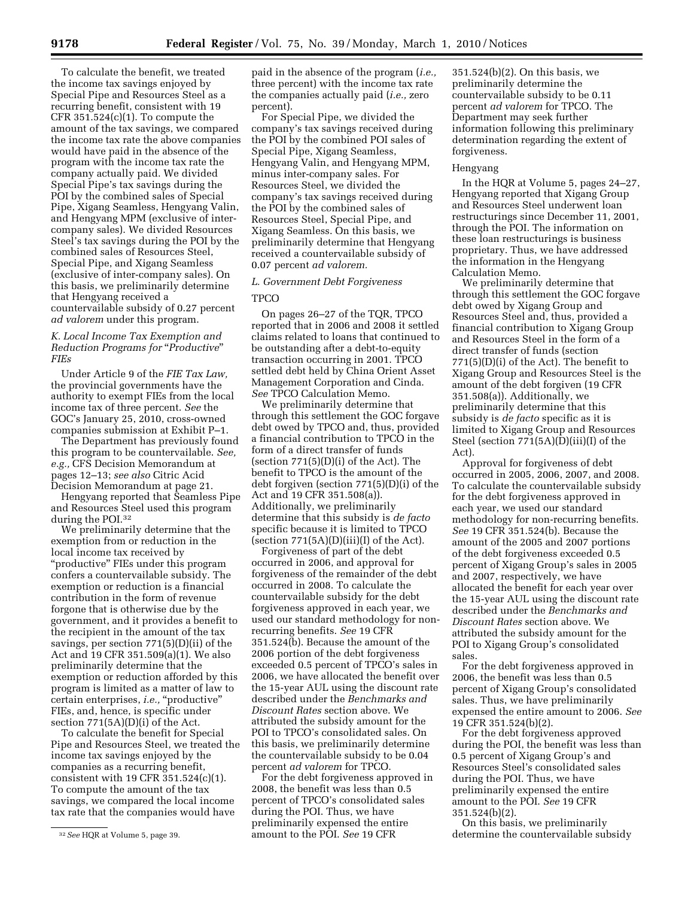To calculate the benefit, we treated the income tax savings enjoyed by Special Pipe and Resources Steel as a recurring benefit, consistent with 19 CFR 351.524(c)(1). To compute the amount of the tax savings, we compared the income tax rate the above companies would have paid in the absence of the program with the income tax rate the company actually paid. We divided Special Pipe's tax savings during the POI by the combined sales of Special Pipe, Xigang Seamless, Hengyang Valin, and Hengyang MPM (exclusive of inter-company sales). We divided Resources Steel's tax savings during the POI by the combined sales of Resources Steel, Special Pipe, and Xigang Seamless (exclusive of inter-company sales). On this basis, we preliminarily determine that Hengyang received a countervailable subsidy of 0.27 percent *ad valorem* under this program.

### K. Local Income Tax Exemption and Reduction Programs for "Productive" FIEs

Under Article 9 of the *FIE Tax Law,* the provincial governments have the authority to exempt FIEs from the local income tax of three percent. *See* the GOC's January 25, 2010, cross-owned companies submission at Exhibit P–1.

The Department has previously found this program to be countervailable. *See, e.g.,* CFS Decision Memorandum at pages 12–13; *see also* Citric Acid Decision Memorandum at page 21.

Hengyang reported that Seamless Pipe and Resources Steel used this program during the POI.[32]

We preliminarily determine that the exemption from or reduction in the local income tax received by "productive" FIEs under this program confers a countervailable subsidy. The exemption or reduction is a financial contribution in the form of revenue forgone that is otherwise due by the government, and it provides a benefit to the recipient in the amount of the tax savings, per section 771(5)(D)(ii) of the Act and 19 CFR 351.509(a)(1). We also preliminarily determine that the exemption or reduction afforded by this program is limited as a matter of law to certain enterprises, *i.e.,* "productive" FIEs, and, hence, is specific under section 771(5A)(D)(i) of the Act.

To calculate the benefit for Special Pipe and Resources Steel, we treated the income tax savings enjoyed by the companies as a recurring benefit, consistent with 19 CFR 351.524(c)(1). To compute the amount of the tax savings, we compared the local income tax rate that the companies would have paid in the absence of the program (*i.e.,* three percent) with the income tax rate the companies actually paid (*i.e.,* zero percent).

For Special Pipe, we divided the company's tax savings received during the POI by the combined POI sales of Special Pipe, Xigang Seamless, Hengyang Valin, and Hengyang MPM, minus inter-company sales. For Resources Steel, we divided the company's tax savings received during the POI by the combined sales of Resources Steel, Special Pipe, and Xigang Seamless. On this basis, we preliminarily determine that Hengyang received a countervailable subsidy of 0.07 percent *ad valorem.*

### L. Government Debt Forgiveness

#### TPCO

On pages 26–27 of the TQR, TPCO reported that in 2006 and 2008 it settled claims related to loans that continued to be outstanding after a debt-to-equity transaction occurring in 2001. TPCO settled debt held by China Orient Asset Management Corporation and Cinda. *See* TPCO Calculation Memo.

We preliminarily determine that through this settlement the GOC forgave debt owed by TPCO and, thus, provided a financial contribution to TPCO in the form of a direct transfer of funds (section 771(5)(D)(i) of the Act). The benefit to TPCO is the amount of the debt forgiven (section 771(5)(D)(i) of the Act and 19 CFR 351.508(a)). Additionally, we preliminarily determine that this subsidy is *de facto* specific because it is limited to TPCO (section 771(5A)(D)(iii)(I) of the Act).

Forgiveness of part of the debt occurred in 2006, and approval for forgiveness of the remainder of the debt occurred in 2008. To calculate the countervailable subsidy for the debt forgiveness approved in each year, we used our standard methodology for non-recurring benefits. *See* 19 CFR 351.524(b). Because the amount of the 2006 portion of the debt forgiveness exceeded 0.5 percent of TPCO's sales in 2006, we have allocated the benefit over the 15-year AUL using the discount rate described under the *Benchmarks and Discount Rates* section above. We attributed the subsidy amount for the POI to TPCO's consolidated sales. On this basis, we preliminarily determine the countervailable subsidy to be 0.04 percent *ad valorem* for TPCO.

For the debt forgiveness approved in 2008, the benefit was less than 0.5 percent of TPCO's consolidated sales during the POI. Thus, we have preliminarily expensed the entire amount to the POI. *See* 19 CFR 351.524(b)(2). On this basis, we preliminarily determine the countervailable subsidy to be 0.11 percent *ad valorem* for TPCO. The Department may seek further information following this preliminary determination regarding the extent of forgiveness.

#### Hengyang

In the HQR at Volume 5, pages 24–27, Hengyang reported that Xigang Group and Resources Steel underwent loan restructurings since December 11, 2001, through the POI. The information on these loan restructurings is business proprietary. Thus, we have addressed the information in the Hengyang Calculation Memo.

We preliminarily determine that through this settlement the GOC forgave debt owed by Xigang Group and Resources Steel and, thus, provided a financial contribution to Xigang Group and Resources Steel in the form of a direct transfer of funds (section 771(5)(D)(i) of the Act). The benefit to Xigang Group and Resources Steel is the amount of the debt forgiven (19 CFR 351.508(a)). Additionally, we preliminarily determine that this subsidy is *de facto* specific as it is limited to Xigang Group and Resources Steel (section 771(5A)(D)(iii)(I) of the Act).

Approval for forgiveness of debt occurred in 2005, 2006, 2007, and 2008. To calculate the countervailable subsidy for the debt forgiveness approved in each year, we used our standard methodology for non-recurring benefits. *See* 19 CFR 351.524(b). Because the amount of the 2005 and 2007 portions of the debt forgiveness exceeded 0.5 percent of Xigang Group's sales in 2005 and 2007, respectively, we have allocated the benefit for each year over the 15-year AUL using the discount rate described under the *Benchmarks and Discount Rates* section above. We attributed the subsidy amount for the POI to Xigang Group's consolidated sales.

For the debt forgiveness approved in 2006, the benefit was less than 0.5 percent of Xigang Group's consolidated sales. Thus, we have preliminarily expensed the entire amount to 2006. *See* 19 CFR 351.524(b)(2).

For the debt forgiveness approved during the POI, the benefit was less than 0.5 percent of Xigang Group's and Resources Steel's consolidated sales during the POI. Thus, we have preliminarily expensed the entire amount to the POI. *See* 19 CFR 351.524(b)(2).

On this basis, we preliminarily determine the countervailable subsidy

[32] *See* HQR at Volume 5, page 39.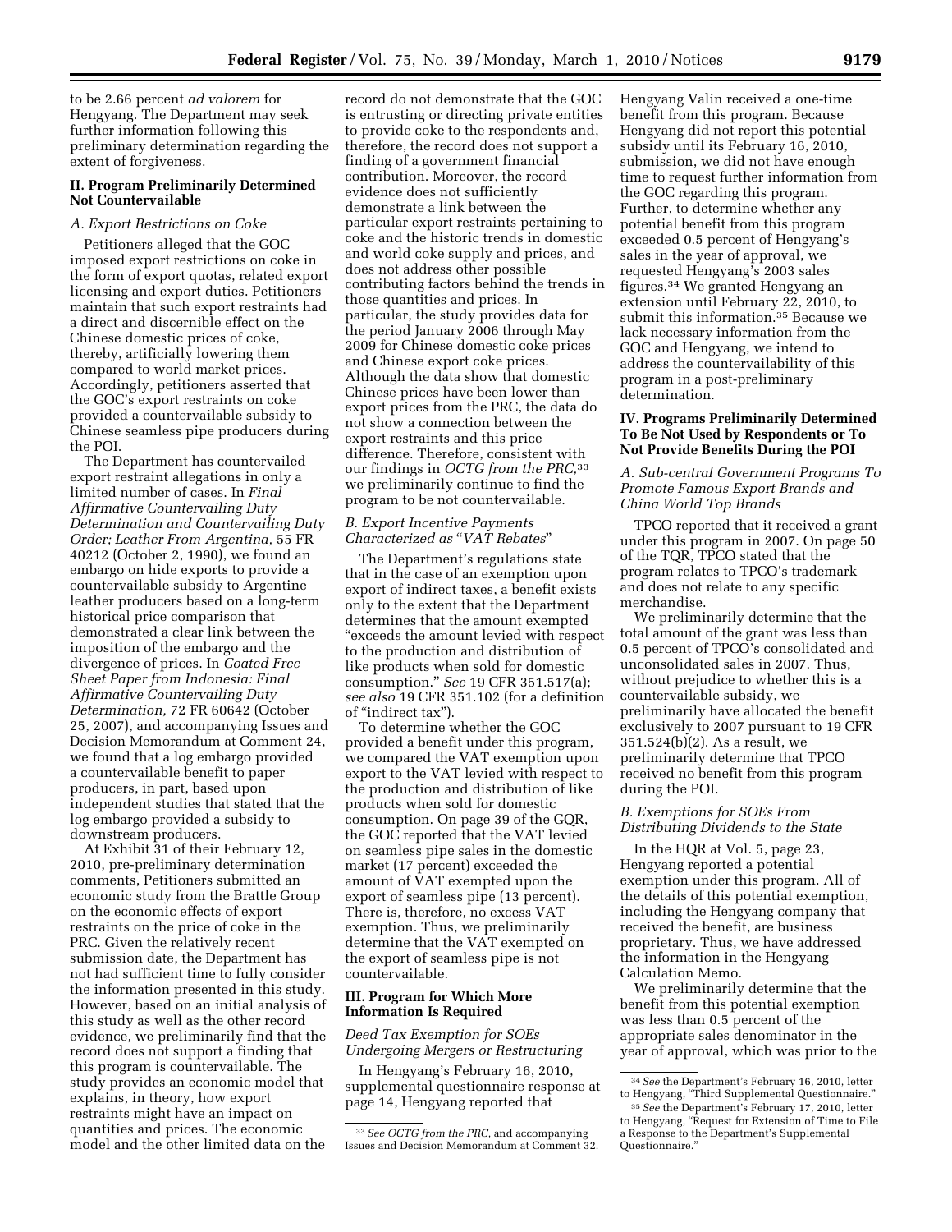to be 2.66 percent *ad valorem* for Hengyang. The Department may seek further information following this preliminary determination regarding the extent of forgiveness.

### II. Program Preliminarily Determined Not Countervailable

#### *A. Export Restrictions on Coke*

Petitioners alleged that the GOC imposed export restrictions on coke in the form of export quotas, related export licensing and export duties. Petitioners maintain that such export restraints had a direct and discernible effect on the Chinese domestic prices of coke, thereby, artificially lowering them compared to world market prices. Accordingly, petitioners asserted that the GOC's export restraints on coke provided a countervailable subsidy to Chinese seamless pipe producers during the POI.

The Department has countervailed export restraint allegations in only a limited number of cases. In *Final Affirmative Countervailing Duty Determination and Countervailing Duty Order; Leather From Argentina,* 55 FR 40212 (October 2, 1990), we found an embargo on hide exports to provide a countervailable subsidy to Argentine leather producers based on a long-term historical price comparison that demonstrated a clear link between the imposition of the embargo and the divergence of prices. In *Coated Free Sheet Paper from Indonesia: Final Affirmative Countervailing Duty Determination,* 72 FR 60642 (October 25, 2007), and accompanying Issues and Decision Memorandum at Comment 24, we found that a log embargo provided a countervailable benefit to paper producers, in part, based upon independent studies that stated that the log embargo provided a subsidy to downstream producers.

At Exhibit 31 of their February 12, 2010, pre-preliminary determination comments, Petitioners submitted an economic study from the Brattle Group on the economic effects of export restraints on the price of coke in the PRC. Given the relatively recent submission date, the Department has not had sufficient time to fully consider the information presented in this study. However, based on an initial analysis of this study as well as the other record evidence, we preliminarily find that the record does not support a finding that this program is countervailable. The study provides an economic model that explains, in theory, how export restraints might have an impact on quantities and prices. The economic model and the other limited data on the record do not demonstrate that the GOC is entrusting or directing private entities to provide coke to the respondents and, therefore, the record does not support a finding of a government financial contribution. Moreover, the record evidence does not sufficiently demonstrate a link between the particular export restraints pertaining to coke and the historic trends in domestic and world coke supply and prices, and does not address other possible contributing factors behind the trends in those quantities and prices. In particular, the study provides data for the period January 2006 through May 2009 for Chinese domestic coke prices and Chinese export coke prices. Although the data show that domestic Chinese prices have been lower than export prices from the PRC, the data do not show a connection between the export restraints and this price difference. Therefore, consistent with our findings in *OCTG from the PRC,*[33] we preliminarily continue to find the program to be not countervailable.

#### *B. Export Incentive Payments Characterized as "VAT Rebates"*

The Department's regulations state that in the case of an exemption upon export of indirect taxes, a benefit exists only to the extent that the Department determines that the amount exempted "exceeds the amount levied with respect to the production and distribution of like products when sold for domestic consumption." *See* 19 CFR 351.517(a); *see also* 19 CFR 351.102 (for a definition of "indirect tax").

To determine whether the GOC provided a benefit under this program, we compared the VAT exemption upon export to the VAT levied with respect to the production and distribution of like products when sold for domestic consumption. On page 39 of the GQR, the GOC reported that the VAT levied on seamless pipe sales in the domestic market (17 percent) exceeded the amount of VAT exempted upon the export of seamless pipe (13 percent). There is, therefore, no excess VAT exemption. Thus, we preliminarily determine that the VAT exempted on the export of seamless pipe is not countervailable.

### III. Program for Which More Information Is Required

#### *Deed Tax Exemption for SOEs Undergoing Mergers or Restructuring*

In Hengyang's February 16, 2010, supplemental questionnaire response at page 14, Hengyang reported that Hengyang Valin received a one-time benefit from this program. Because Hengyang did not report this potential subsidy until its February 16, 2010, submission, we did not have enough time to request further information from the GOC regarding this program. Further, to determine whether any potential benefit from this program exceeded 0.5 percent of Hengyang's sales in the year of approval, we requested Hengyang's 2003 sales figures.[34] We granted Hengyang an extension until February 22, 2010, to submit this information.[35] Because we lack necessary information from the GOC and Hengyang, we intend to address the countervailability of this program in a post-preliminary determination.

### IV. Programs Preliminarily Determined To Be Not Used by Respondents or To Not Provide Benefits During the POI

#### *A. Sub-central Government Programs To Promote Famous Export Brands and China World Top Brands*

TPCO reported that it received a grant under this program in 2007. On page 50 of the TQR, TPCO stated that the program relates to TPCO's trademark and does not relate to any specific merchandise.

We preliminarily determine that the total amount of the grant was less than 0.5 percent of TPCO's consolidated and unconsolidated sales in 2007. Thus, without prejudice to whether this is a countervailable subsidy, we preliminarily have allocated the benefit exclusively to 2007 pursuant to 19 CFR 351.524(b)(2). As a result, we preliminarily determine that TPCO received no benefit from this program during the POI.

#### *B. Exemptions for SOEs From Distributing Dividends to the State*

In the HQR at Vol. 5, page 23, Hengyang reported a potential exemption under this program. All of the details of this potential exemption, including the Hengyang company that received the benefit, are business proprietary. Thus, we have addressed the information in the Hengyang Calculation Memo.

We preliminarily determine that the benefit from this potential exemption was less than 0.5 percent of the appropriate sales denominator in the year of approval, which was prior to the

---

[33] *See OCTG from the PRC,* and accompanying Issues and Decision Memorandum at Comment 32.

[34] *See* the Department's February 16, 2010, letter to Hengyang, "Third Supplemental Questionnaire."

[35] *See* the Department's February 17, 2010, letter to Hengyang, "Request for Extension of Time to File a Response to the Department's Supplemental Questionnaire."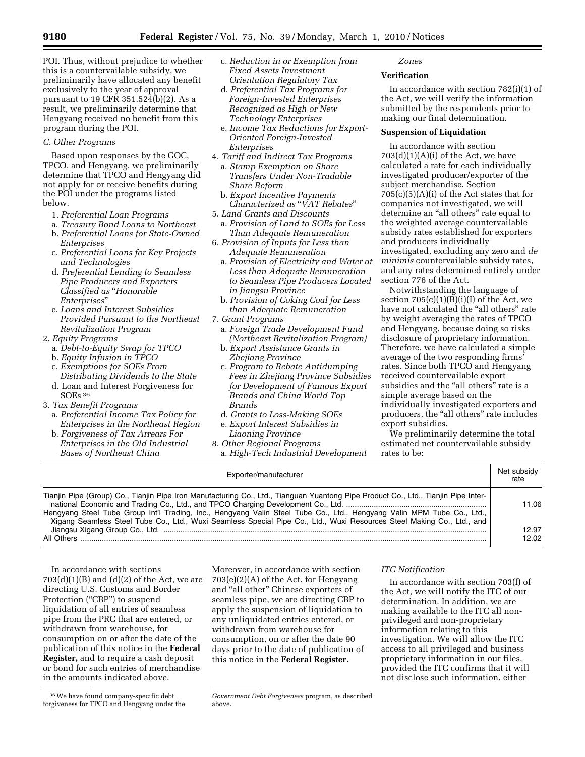POI. Thus, without prejudice to whether this is a countervailable subsidy, we preliminarily have allocated any benefit exclusively to the year of approval pursuant to 19 CFR 351.524(b)(2). As a result, we preliminarily determine that Hengyang received no benefit from this program during the POI.

*C. Other Programs*

Based upon responses by the GOC, TPCO, and Hengyang, we preliminarily determine that TPCO and Hengyang did not apply for or receive benefits during the POI under the programs listed below.

1. *Preferential Loan Programs*
   a. *Treasury Bond Loans to Northeast*
   b. *Preferential Loans for State-Owned Enterprises*
   c. *Preferential Loans for Key Projects and Technologies*
   d. *Preferential Lending to Seamless Pipe Producers and Exporters Classified as "Honorable Enterprises"*
   e. *Loans and Interest Subsidies Provided Pursuant to the Northeast Revitalization Program*
2. *Equity Programs*
   a. *Debt-to-Equity Swap for TPCO*
   b. *Equity Infusion in TPCO*
   c. *Exemptions for SOEs From Distributing Dividends to the State*
   d. Loan and Interest Forgiveness for SOEs[36]
3. *Tax Benefit Programs*
   a. *Preferential Income Tax Policy for Enterprises in the Northeast Region*
   b. *Forgiveness of Tax Arrears For Enterprises in the Old Industrial Bases of Northeast China*
   c. *Reduction in or Exemption from Fixed Assets Investment Orientation Regulatory Tax*
   d. *Preferential Tax Programs for Foreign-Invested Enterprises Recognized as High or New Technology Enterprises*
   e. *Income Tax Reductions for Export-Oriented Foreign-Invested Enterprises*
4. *Tariff and Indirect Tax Programs*
   a. *Stamp Exemption on Share Transfers Under Non-Tradable Share Reform*
   b. *Export Incentive Payments Characterized as "VAT Rebates"*
5. *Land Grants and Discounts*
   a. *Provision of Land to SOEs for Less Than Adequate Remuneration*
6. *Provision of Inputs for Less than Adequate Remuneration*
   a. *Provision of Electricity and Water at Less than Adequate Remuneration to Seamless Pipe Producers Located in Jiangsu Province*
   b. *Provision of Coking Coal for Less than Adequate Remuneration*
7. *Grant Programs*
   a. *Foreign Trade Development Fund (Northeast Revitalization Program)*
   b. *Export Assistance Grants in Zhejiang Province*
   c. *Program to Rebate Antidumping Fees in Zhejiang Province Subsidies for Development of Famous Export Brands and China World Top Brands*
   d. *Grants to Loss-Making SOEs*
   e. *Export Interest Subsidies in Liaoning Province*
8. *Other Regional Programs*
   a. *High-Tech Industrial Development Zones*

**Verification**

In accordance with section 782(i)(1) of the Act, we will verify the information submitted by the respondents prior to making our final determination.

**Suspension of Liquidation**

In accordance with section 703(d)(1)(A)(i) of the Act, we have calculated a rate for each individually investigated producer/exporter of the subject merchandise. Section 705(c)(5)(A)(i) of the Act states that for companies not investigated, we will determine an "all others" rate equal to the weighted average countervailable subsidy rates established for exporters and producers individually investigated, excluding any zero and *de minimis* countervailable subsidy rates, and any rates determined entirely under section 776 of the Act.

Notwithstanding the language of section 705(c)(1)(B)(i)(I) of the Act, we have not calculated the "all others" rate by weight averaging the rates of TPCO and Hengyang, because doing so risks disclosure of proprietary information. Therefore, we have calculated a simple average of the two responding firms' rates. Since both TPCO and Hengyang received countervailable export subsidies and the "all others" rate is a simple average based on the individually investigated exporters and producers, the "all others" rate includes export subsidies.

We preliminarily determine the total estimated net countervailable subsidy rates to be:

| Exporter/manufacturer | Net subsidy rate |
|---|---|
| Tianjin Pipe (Group) Co., Tianjin Pipe Iron Manufacturing Co., Ltd., Tianguan Yuantong Pipe Product Co., Ltd., Tianjin Pipe International Economic and Trading Co., Ltd., and TPCO Charging Development Co., Ltd. | 11.06 |
| Hengyang Steel Tube Group Int'l Trading, Inc., Hengyang Valin Steel Tube Co., Ltd., Hengyang Valin MPM Tube Co., Ltd., Xigang Seamless Steel Tube Co., Ltd., Wuxi Seamless Special Pipe Co., Ltd., Wuxi Resources Steel Making Co., Ltd., and Jiangsu Xigang Group Co., Ltd. | 12.97 |
| All Others | 12.02 |

In accordance with sections 703(d)(1)(B) and (d)(2) of the Act, we are directing U.S. Customs and Border Protection ("CBP") to suspend liquidation of all entries of seamless pipe from the PRC that are entered, or withdrawn from warehouse, for consumption on or after the date of the publication of this notice in the **Federal Register,** and to require a cash deposit or bond for such entries of merchandise in the amounts indicated above. Moreover, in accordance with section 703(e)(2)(A) of the Act, for Hengyang and "all other" Chinese exporters of seamless pipe, we are directing CBP to apply the suspension of liquidation to any unliquidated entries entered, or withdrawn from warehouse for consumption, on or after the date 90 days prior to the date of publication of this notice in the **Federal Register.**

*ITC Notification*

In accordance with section 703(f) of the Act, we will notify the ITC of our determination. In addition, we are making available to the ITC all non-privileged and non-proprietary information relating to this investigation. We will allow the ITC access to all privileged and business proprietary information in our files, provided the ITC confirms that it will not disclose such information, either

[36] We have found company-specific debt forgiveness for TPCO and Hengyang under the *Government Debt Forgiveness* program, as described above.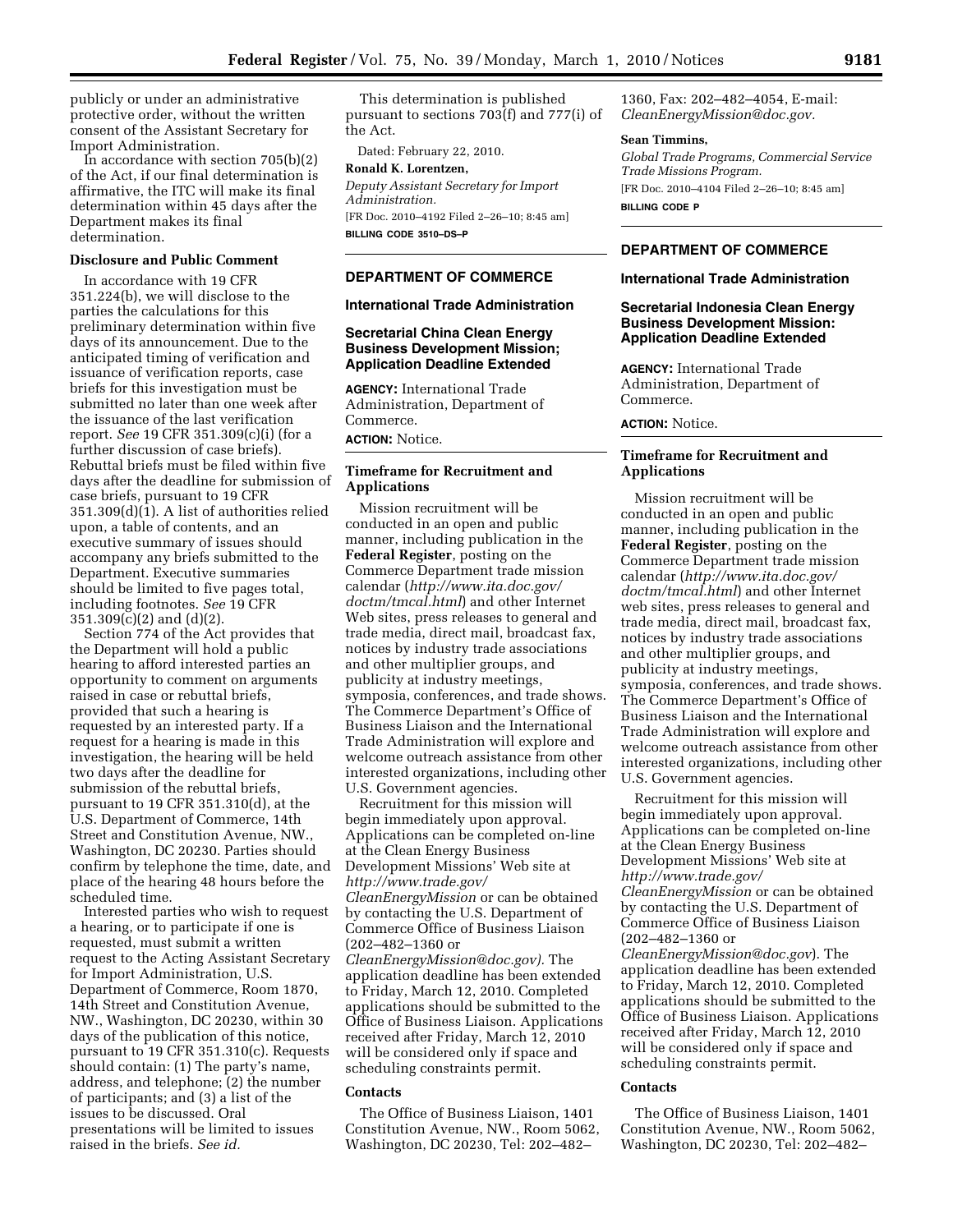publicly or under an administrative protective order, without the written consent of the Assistant Secretary for Import Administration.

In accordance with section 705(b)(2) of the Act, if our final determination is affirmative, the ITC will make its final determination within 45 days after the Department makes its final determination.

**Disclosure and Public Comment**

In accordance with 19 CFR 351.224(b), we will disclose to the parties the calculations for this preliminary determination within five days of its announcement. Due to the anticipated timing of verification and issuance of verification reports, case briefs for this investigation must be submitted no later than one week after the issuance of the last verification report. *See* 19 CFR 351.309(c)(i) (for a further discussion of case briefs). Rebuttal briefs must be filed within five days after the deadline for submission of case briefs, pursuant to 19 CFR 351.309(d)(1). A list of authorities relied upon, a table of contents, and an executive summary of issues should accompany any briefs submitted to the Department. Executive summaries should be limited to five pages total, including footnotes. *See* 19 CFR 351.309(c)(2) and (d)(2).

Section 774 of the Act provides that the Department will hold a public hearing to afford interested parties an opportunity to comment on arguments raised in case or rebuttal briefs, provided that such a hearing is requested by an interested party. If a request for a hearing is made in this investigation, the hearing will be held two days after the deadline for submission of the rebuttal briefs, pursuant to 19 CFR 351.310(d), at the U.S. Department of Commerce, 14th Street and Constitution Avenue, NW., Washington, DC 20230. Parties should confirm by telephone the time, date, and place of the hearing 48 hours before the scheduled time.

Interested parties who wish to request a hearing, or to participate if one is requested, must submit a written request to the Acting Assistant Secretary for Import Administration, U.S. Department of Commerce, Room 1870, 14th Street and Constitution Avenue, NW., Washington, DC 20230, within 30 days of the publication of this notice, pursuant to 19 CFR 351.310(c). Requests should contain: (1) The party's name, address, and telephone; (2) the number of participants; and (3) a list of the issues to be discussed. Oral presentations will be limited to issues raised in the briefs. *See id.*

This determination is published pursuant to sections 703(f) and 777(i) of the Act.

Dated: February 22, 2010.

**Ronald K. Lorentzen,**

*Deputy Assistant Secretary for Import Administration.*

[FR Doc. 2010–4192 Filed 2–26–10; 8:45 am]

**BILLING CODE 3510–DS–P**

---

## DEPARTMENT OF COMMERCE

### International Trade Administration

### Secretarial China Clean Energy Business Development Mission; Application Deadline Extended

**AGENCY:** International Trade Administration, Department of Commerce.

**ACTION:** Notice.

**Timeframe for Recruitment and Applications**

Mission recruitment will be conducted in an open and public manner, including publication in the **Federal Register**, posting on the Commerce Department trade mission calendar (*http://www.ita.doc.gov/doctm/tmcal.html*) and other Internet Web sites, press releases to general and trade media, direct mail, broadcast fax, notices by industry trade associations and other multiplier groups, and publicity at industry meetings, symposia, conferences, and trade shows. The Commerce Department's Office of Business Liaison and the International Trade Administration will explore and welcome outreach assistance from other interested organizations, including other U.S. Government agencies.

Recruitment for this mission will begin immediately upon approval. Applications can be completed on-line at the Clean Energy Business Development Missions' Web site at *http://www.trade.gov/CleanEnergyMission* or can be obtained by contacting the U.S. Department of Commerce Office of Business Liaison (202–482–1360 or *CleanEnergyMission@doc.gov).* The application deadline has been extended to Friday, March 12, 2010. Completed applications should be submitted to the Office of Business Liaison. Applications received after Friday, March 12, 2010 will be considered only if space and scheduling constraints permit.

**Contacts**

The Office of Business Liaison, 1401 Constitution Avenue, NW., Room 5062, Washington, DC 20230, Tel: 202–482–1360, Fax: 202–482–4054, E-mail: *CleanEnergyMission@doc.gov.*

**Sean Timmins,**

*Global Trade Programs, Commercial Service Trade Missions Program.*

[FR Doc. 2010–4104 Filed 2–26–10; 8:45 am]

**BILLING CODE P**

---

## DEPARTMENT OF COMMERCE

### International Trade Administration

### Secretarial Indonesia Clean Energy Business Development Mission: Application Deadline Extended

**AGENCY:** International Trade Administration, Department of Commerce.

**ACTION:** Notice.

**Timeframe for Recruitment and Applications**

Mission recruitment will be conducted in an open and public manner, including publication in the **Federal Register**, posting on the Commerce Department trade mission calendar (*http://www.ita.doc.gov/doctm/tmcal.html*) and other Internet web sites, press releases to general and trade media, direct mail, broadcast fax, notices by industry trade associations and other multiplier groups, and publicity at industry meetings, symposia, conferences, and trade shows. The Commerce Department's Office of Business Liaison and the International Trade Administration will explore and welcome outreach assistance from other interested organizations, including other U.S. Government agencies.

Recruitment for this mission will begin immediately upon approval. Applications can be completed on-line at the Clean Energy Business Development Missions' Web site at *http://www.trade.gov/CleanEnergyMission* or can be obtained by contacting the U.S. Department of Commerce Office of Business Liaison (202–482–1360 or *CleanEnergyMission@doc.gov*). The application deadline has been extended to Friday, March 12, 2010. Completed applications should be submitted to the Office of Business Liaison. Applications received after Friday, March 12, 2010 will be considered only if space and scheduling constraints permit.

**Contacts**

The Office of Business Liaison, 1401 Constitution Avenue, NW., Room 5062, Washington, DC 20230, Tel: 202–482–